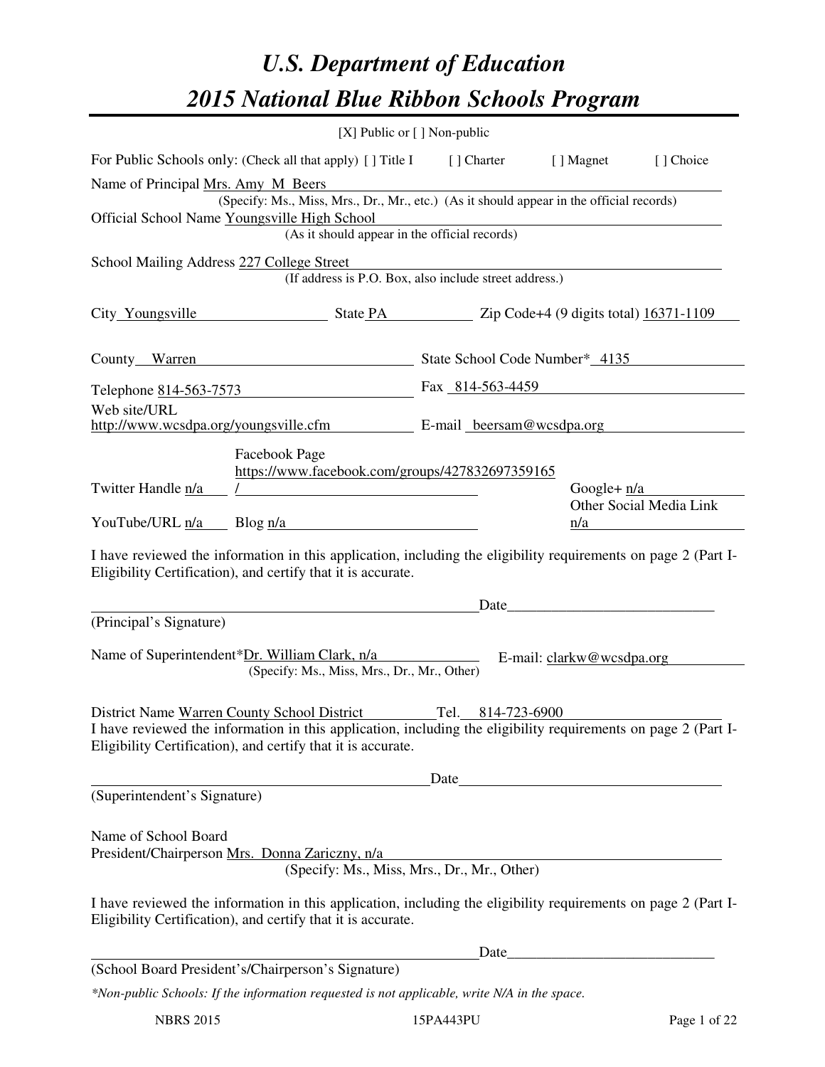# *U.S. Department of Education*

# *2015 National Blue Ribbon Schools Program*

[X] Public or [ ] Non-public

For Public Schools only: (Check all that apply) [ ] Title I [ ] Charter [ ] Magnet [ ] Choice

Name of Principal Mrs. Amy M Beers
(Specify: Ms., Miss, Mrs., Dr., Mr., etc.) (As it should appear in the official records)

Official School Name Youngsville High School
(As it should appear in the official records)

School Mailing Address 227 College Street
(If address is P.O. Box, also include street address.)

City Youngsville State PA Zip Code+4 (9 digits total) 16371-1109

County Warren State School Code Number* 4135

Telephone 814-563-7573 Fax 814-563-4459

Web site/URL http://www.wcsdpa.org/youngsville.cfm E-mail beersam@wcsdpa.org

Twitter Handle n/a Facebook Page https://www.facebook.com/groups/427832697359165/ Google+ n/a

YouTube/URL n/a Blog n/a Other Social Media Link n/a

I have reviewed the information in this application, including the eligibility requirements on page 2 (Part I-Eligibility Certification), and certify that it is accurate.

_______________________________________ Date_______________________

(Principal's Signature)

Name of Superintendent*Dr. William Clark, n/a E-mail: clarkw@wcsdpa.org
(Specify: Ms., Miss, Mrs., Dr., Mr., Other)

District Name Warren County School District Tel. 814-723-6900

I have reviewed the information in this application, including the eligibility requirements on page 2 (Part I-Eligibility Certification), and certify that it is accurate.

_______________________________________ Date_______________________

(Superintendent's Signature)

Name of School Board
President/Chairperson Mrs. Donna Zariczny, n/a
(Specify: Ms., Miss, Mrs., Dr., Mr., Other)

I have reviewed the information in this application, including the eligibility requirements on page 2 (Part I-Eligibility Certification), and certify that it is accurate.

_______________________________________ Date_______________________

(School Board President's/Chairperson's Signature)

*\*Non-public Schools: If the information requested is not applicable, write N/A in the space.*

NBRS 2015 15PA443PU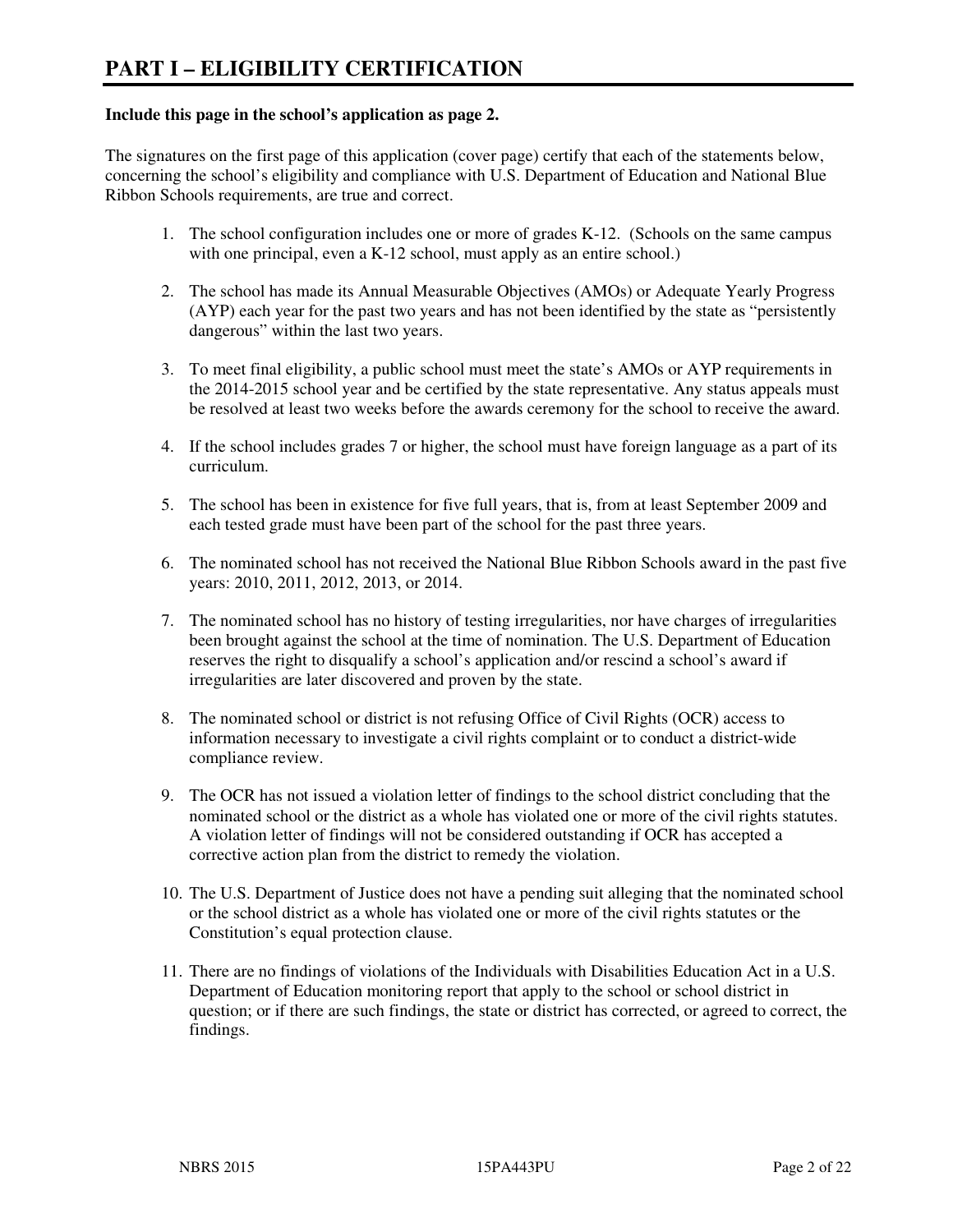# PART I – ELIGIBILITY CERTIFICATION

**Include this page in the school's application as page 2.**

The signatures on the first page of this application (cover page) certify that each of the statements below, concerning the school's eligibility and compliance with U.S. Department of Education and National Blue Ribbon Schools requirements, are true and correct.

1. The school configuration includes one or more of grades K-12. (Schools on the same campus with one principal, even a K-12 school, must apply as an entire school.)

2. The school has made its Annual Measurable Objectives (AMOs) or Adequate Yearly Progress (AYP) each year for the past two years and has not been identified by the state as "persistently dangerous" within the last two years.

3. To meet final eligibility, a public school must meet the state's AMOs or AYP requirements in the 2014-2015 school year and be certified by the state representative. Any status appeals must be resolved at least two weeks before the awards ceremony for the school to receive the award.

4. If the school includes grades 7 or higher, the school must have foreign language as a part of its curriculum.

5. The school has been in existence for five full years, that is, from at least September 2009 and each tested grade must have been part of the school for the past three years.

6. The nominated school has not received the National Blue Ribbon Schools award in the past five years: 2010, 2011, 2012, 2013, or 2014.

7. The nominated school has no history of testing irregularities, nor have charges of irregularities been brought against the school at the time of nomination. The U.S. Department of Education reserves the right to disqualify a school's application and/or rescind a school's award if irregularities are later discovered and proven by the state.

8. The nominated school or district is not refusing Office of Civil Rights (OCR) access to information necessary to investigate a civil rights complaint or to conduct a district-wide compliance review.

9. The OCR has not issued a violation letter of findings to the school district concluding that the nominated school or the district as a whole has violated one or more of the civil rights statutes. A violation letter of findings will not be considered outstanding if OCR has accepted a corrective action plan from the district to remedy the violation.

10. The U.S. Department of Justice does not have a pending suit alleging that the nominated school or the school district as a whole has violated one or more of the civil rights statutes or the Constitution's equal protection clause.

11. There are no findings of violations of the Individuals with Disabilities Education Act in a U.S. Department of Education monitoring report that apply to the school or school district in question; or if there are such findings, the state or district has corrected, or agreed to correct, the findings.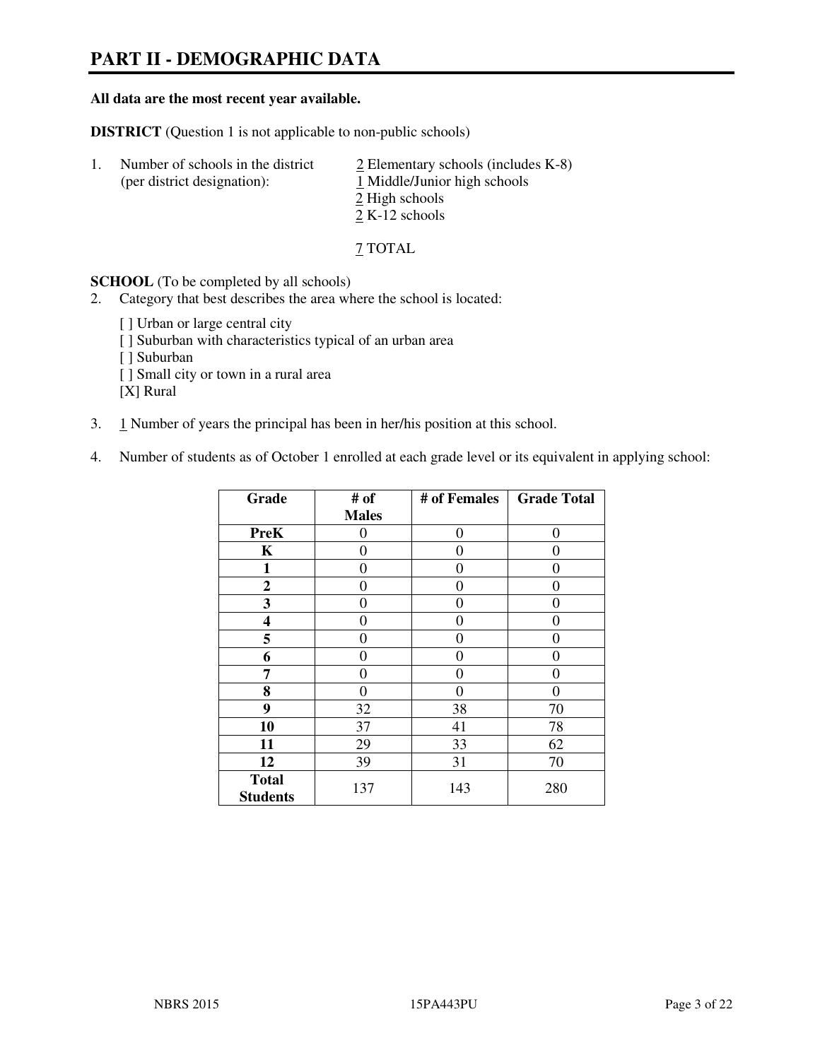# PART II - DEMOGRAPHIC DATA

**All data are the most recent year available.**

**DISTRICT** (Question 1 is not applicable to non-public schools)

1. Number of schools in the district (per district designation):
   - 2 Elementary schools (includes K-8)
   - 1 Middle/Junior high schools
   - 2 High schools
   - 2 K-12 schools

   7 TOTAL

**SCHOOL** (To be completed by all schools)

2. Category that best describes the area where the school is located:

   [ ] Urban or large central city
   [ ] Suburban with characteristics typical of an urban area
   [ ] Suburban
   [ ] Small city or town in a rural area
   [X] Rural

3. 1 Number of years the principal has been in her/his position at this school.

4. Number of students as of October 1 enrolled at each grade level or its equivalent in applying school:

| Grade | # of Males | # of Females | Grade Total |
|---|---|---|---|
| **PreK** | 0 | 0 | 0 |
| **K** | 0 | 0 | 0 |
| **1** | 0 | 0 | 0 |
| **2** | 0 | 0 | 0 |
| **3** | 0 | 0 | 0 |
| **4** | 0 | 0 | 0 |
| **5** | 0 | 0 | 0 |
| **6** | 0 | 0 | 0 |
| **7** | 0 | 0 | 0 |
| **8** | 0 | 0 | 0 |
| **9** | 32 | 38 | 70 |
| **10** | 37 | 41 | 78 |
| **11** | 29 | 33 | 62 |
| **12** | 39 | 31 | 70 |
| **Total Students** | 137 | 143 | 280 |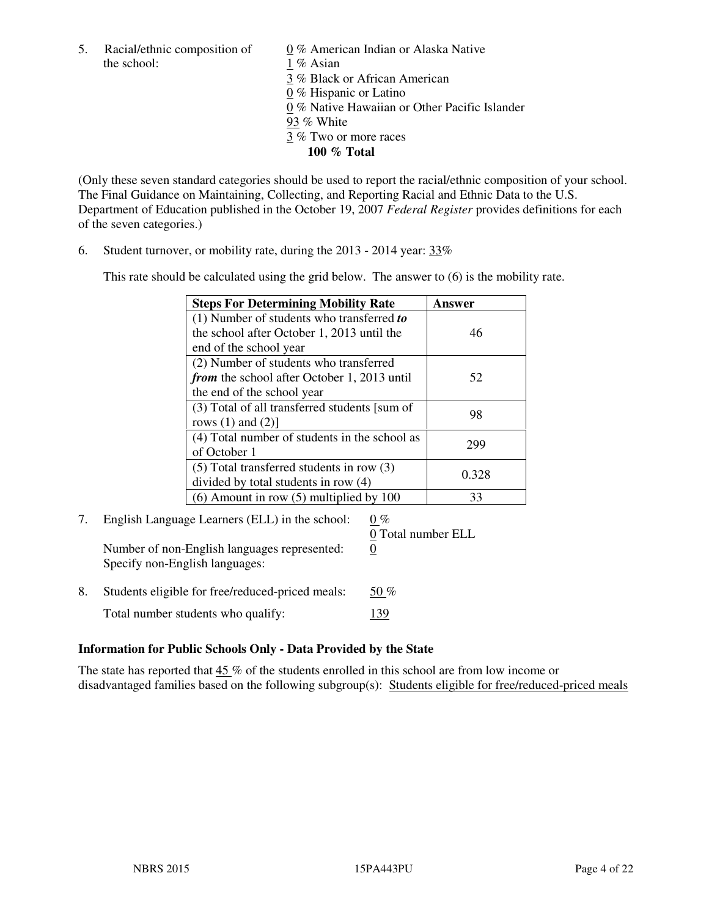5. Racial/ethnic composition of the school:
   0 % American Indian or Alaska Native
   1 % Asian
   3 % Black or African American
   0 % Hispanic or Latino
   0 % Native Hawaiian or Other Pacific Islander
   93 % White
   3 % Two or more races
   **100 % Total**

(Only these seven standard categories should be used to report the racial/ethnic composition of your school. The Final Guidance on Maintaining, Collecting, and Reporting Racial and Ethnic Data to the U.S. Department of Education published in the October 19, 2007 *Federal Register* provides definitions for each of the seven categories.)

6. Student turnover, or mobility rate, during the 2013 - 2014 year: 33%

   This rate should be calculated using the grid below. The answer to (6) is the mobility rate.

| **Steps For Determining Mobility Rate** | **Answer** |
|---|---|
| (1) Number of students who transferred ***to*** the school after October 1, 2013 until the end of the school year | 46 |
| (2) Number of students who transferred ***from*** the school after October 1, 2013 until the end of the school year | 52 |
| (3) Total of all transferred students [sum of rows (1) and (2)] | 98 |
| (4) Total number of students in the school as of October 1 | 299 |
| (5) Total transferred students in row (3) divided by total students in row (4) | 0.328 |
| (6) Amount in row (5) multiplied by 100 | 33 |

7. English Language Learners (ELL) in the school: 0 %
   0 Total number ELL
   Number of non-English languages represented: 0
   Specify non-English languages:

8. Students eligible for free/reduced-priced meals: 50 %
   Total number students who qualify: 139

### Information for Public Schools Only - Data Provided by the State

The state has reported that 45 % of the students enrolled in this school are from low income or disadvantaged families based on the following subgroup(s): Students eligible for free/reduced-priced meals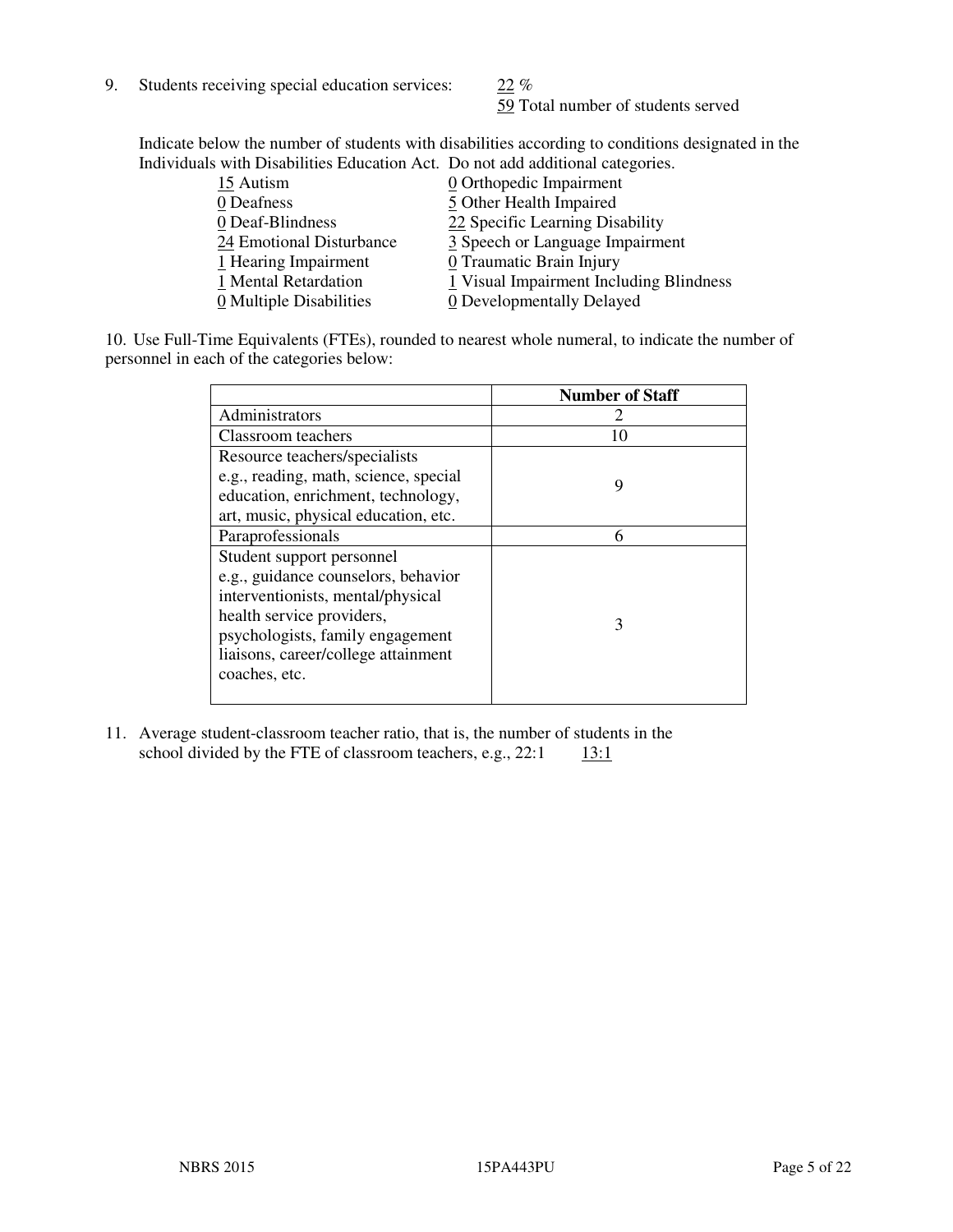9. Students receiving special education services: 22 %
   59 Total number of students served

Indicate below the number of students with disabilities according to conditions designated in the Individuals with Disabilities Education Act. Do not add additional categories.

15 Autism
0 Deafness
0 Deaf-Blindness
24 Emotional Disturbance
1 Hearing Impairment
1 Mental Retardation
0 Multiple Disabilities
0 Orthopedic Impairment
5 Other Health Impaired
22 Specific Learning Disability
3 Speech or Language Impairment
0 Traumatic Brain Injury
1 Visual Impairment Including Blindness
0 Developmentally Delayed

10. Use Full-Time Equivalents (FTEs), rounded to nearest whole numeral, to indicate the number of personnel in each of the categories below:

| | Number of Staff |
|---|---|
| Administrators | 2 |
| Classroom teachers | 10 |
| Resource teachers/specialists e.g., reading, math, science, special education, enrichment, technology, art, music, physical education, etc. | 9 |
| Paraprofessionals | 6 |
| Student support personnel e.g., guidance counselors, behavior interventionists, mental/physical health service providers, psychologists, family engagement liaisons, career/college attainment coaches, etc. | 3 |

11. Average student-classroom teacher ratio, that is, the number of students in the school divided by the FTE of classroom teachers, e.g., 22:1 13:1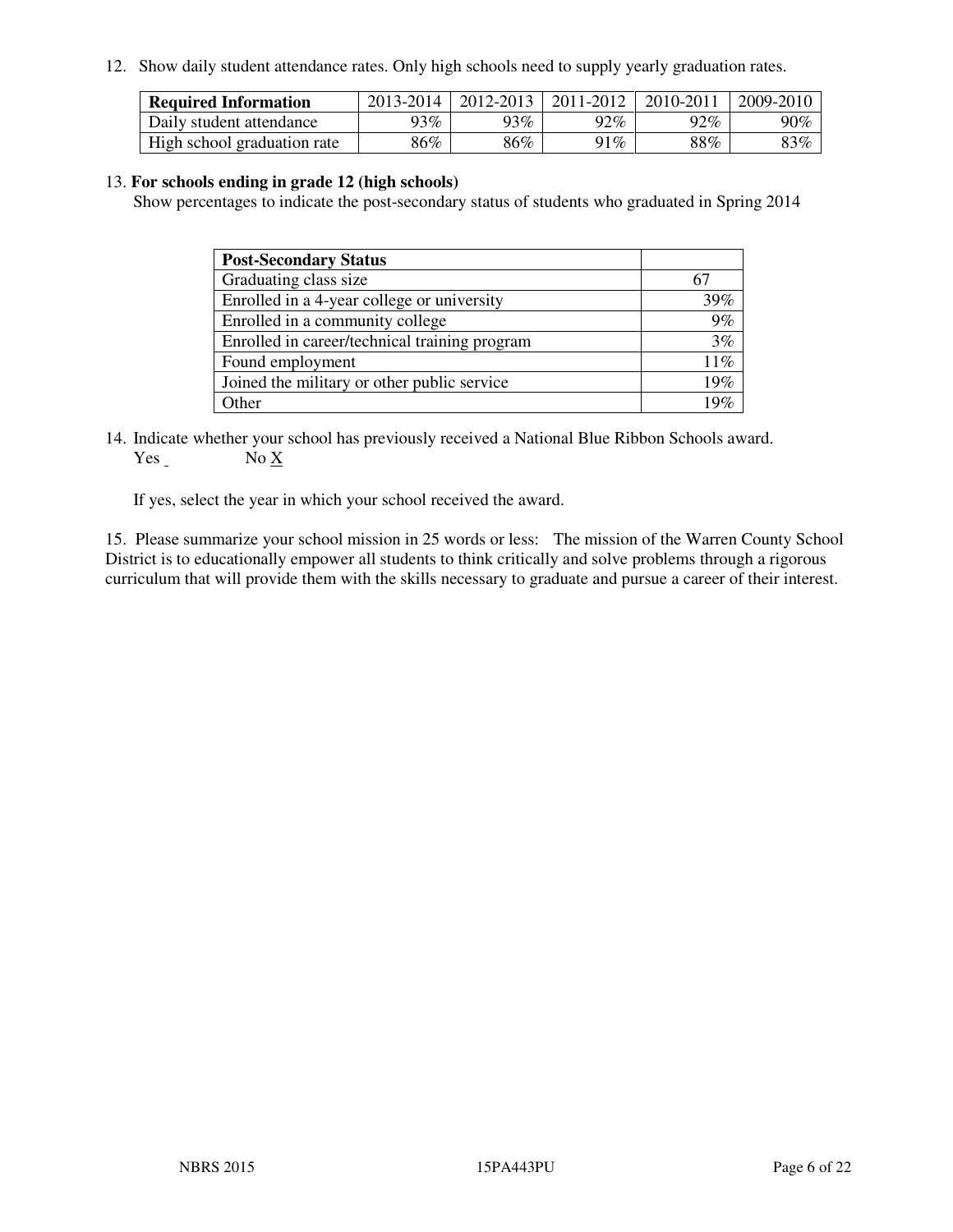12. Show daily student attendance rates. Only high schools need to supply yearly graduation rates.

| Required Information | 2013-2014 | 2012-2013 | 2011-2012 | 2010-2011 | 2009-2010 |
|---|---|---|---|---|---|
| Daily student attendance | 93% | 93% | 92% | 92% | 90% |
| High school graduation rate | 86% | 86% | 91% | 88% | 83% |

13. **For schools ending in grade 12 (high schools)**
Show percentages to indicate the post-secondary status of students who graduated in Spring 2014

| Post-Secondary Status | |
|---|---|
| Graduating class size | 67 |
| Enrolled in a 4-year college or university | 39% |
| Enrolled in a community college | 9% |
| Enrolled in career/technical training program | 3% |
| Found employment | 11% |
| Joined the military or other public service | 19% |
| Other | 19% |

14. Indicate whether your school has previously received a National Blue Ribbon Schools award.
Yes No X

If yes, select the year in which your school received the award.

15. Please summarize your school mission in 25 words or less: The mission of the Warren County School District is to educationally empower all students to think critically and solve problems through a rigorous curriculum that will provide them with the skills necessary to graduate and pursue a career of their interest.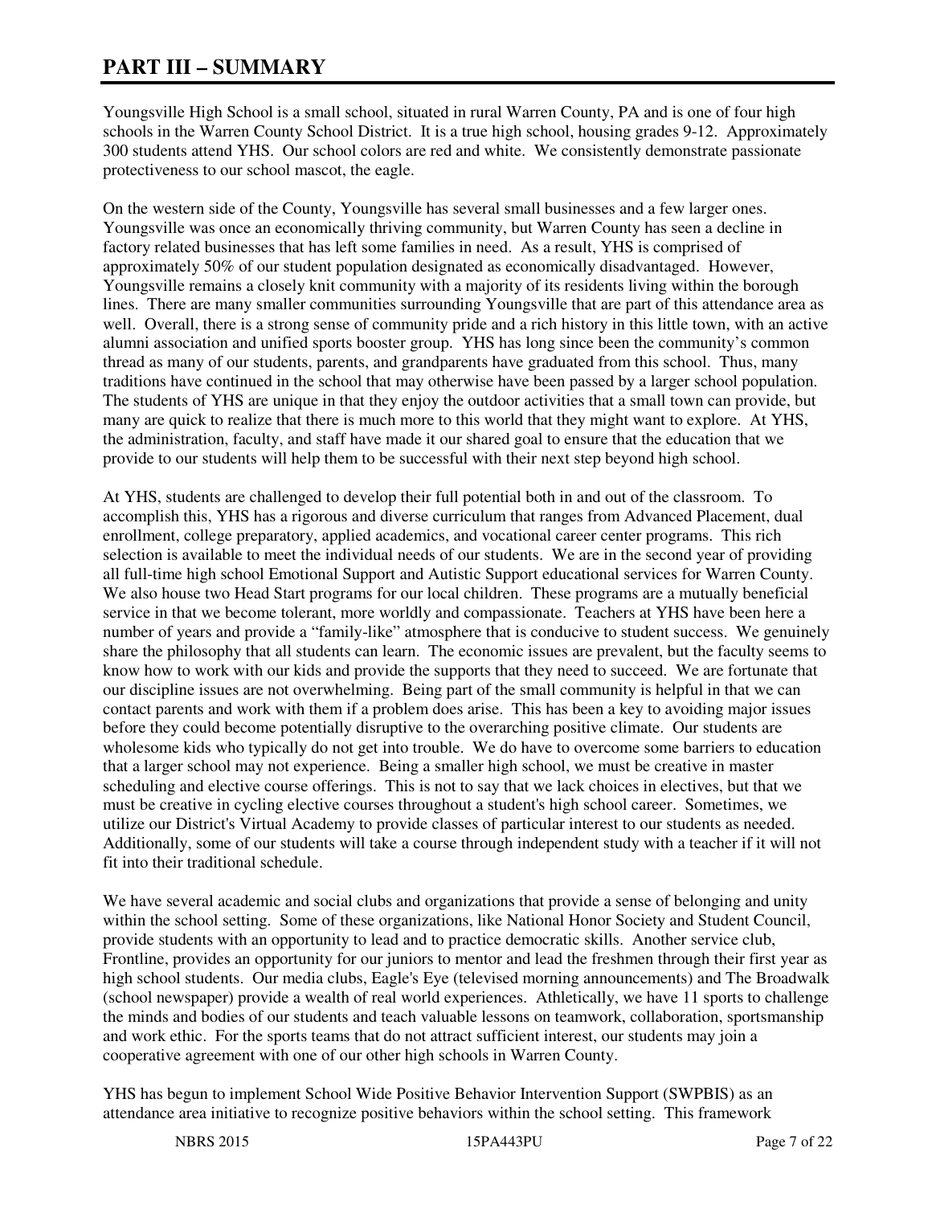# PART III – SUMMARY

Youngsville High School is a small school, situated in rural Warren County, PA and is one of four high schools in the Warren County School District. It is a true high school, housing grades 9-12. Approximately 300 students attend YHS. Our school colors are red and white. We consistently demonstrate passionate protectiveness to our school mascot, the eagle.

On the western side of the County, Youngsville has several small businesses and a few larger ones. Youngsville was once an economically thriving community, but Warren County has seen a decline in factory related businesses that has left some families in need. As a result, YHS is comprised of approximately 50% of our student population designated as economically disadvantaged. However, Youngsville remains a closely knit community with a majority of its residents living within the borough lines. There are many smaller communities surrounding Youngsville that are part of this attendance area as well. Overall, there is a strong sense of community pride and a rich history in this little town, with an active alumni association and unified sports booster group. YHS has long since been the community's common thread as many of our students, parents, and grandparents have graduated from this school. Thus, many traditions have continued in the school that may otherwise have been passed by a larger school population. The students of YHS are unique in that they enjoy the outdoor activities that a small town can provide, but many are quick to realize that there is much more to this world that they might want to explore. At YHS, the administration, faculty, and staff have made it our shared goal to ensure that the education that we provide to our students will help them to be successful with their next step beyond high school.

At YHS, students are challenged to develop their full potential both in and out of the classroom. To accomplish this, YHS has a rigorous and diverse curriculum that ranges from Advanced Placement, dual enrollment, college preparatory, applied academics, and vocational career center programs. This rich selection is available to meet the individual needs of our students. We are in the second year of providing all full-time high school Emotional Support and Autistic Support educational services for Warren County. We also house two Head Start programs for our local children. These programs are a mutually beneficial service in that we become tolerant, more worldly and compassionate. Teachers at YHS have been here a number of years and provide a "family-like" atmosphere that is conducive to student success. We genuinely share the philosophy that all students can learn. The economic issues are prevalent, but the faculty seems to know how to work with our kids and provide the supports that they need to succeed. We are fortunate that our discipline issues are not overwhelming. Being part of the small community is helpful in that we can contact parents and work with them if a problem does arise. This has been a key to avoiding major issues before they could become potentially disruptive to the overarching positive climate. Our students are wholesome kids who typically do not get into trouble. We do have to overcome some barriers to education that a larger school may not experience. Being a smaller high school, we must be creative in master scheduling and elective course offerings. This is not to say that we lack choices in electives, but that we must be creative in cycling elective courses throughout a student's high school career. Sometimes, we utilize our District's Virtual Academy to provide classes of particular interest to our students as needed. Additionally, some of our students will take a course through independent study with a teacher if it will not fit into their traditional schedule.

We have several academic and social clubs and organizations that provide a sense of belonging and unity within the school setting. Some of these organizations, like National Honor Society and Student Council, provide students with an opportunity to lead and to practice democratic skills. Another service club, Frontline, provides an opportunity for our juniors to mentor and lead the freshmen through their first year as high school students. Our media clubs, Eagle's Eye (televised morning announcements) and The Broadwalk (school newspaper) provide a wealth of real world experiences. Athletically, we have 11 sports to challenge the minds and bodies of our students and teach valuable lessons on teamwork, collaboration, sportsmanship and work ethic. For the sports teams that do not attract sufficient interest, our students may join a cooperative agreement with one of our other high schools in Warren County.

YHS has begun to implement School Wide Positive Behavior Intervention Support (SWPBIS) as an attendance area initiative to recognize positive behaviors within the school setting. This framework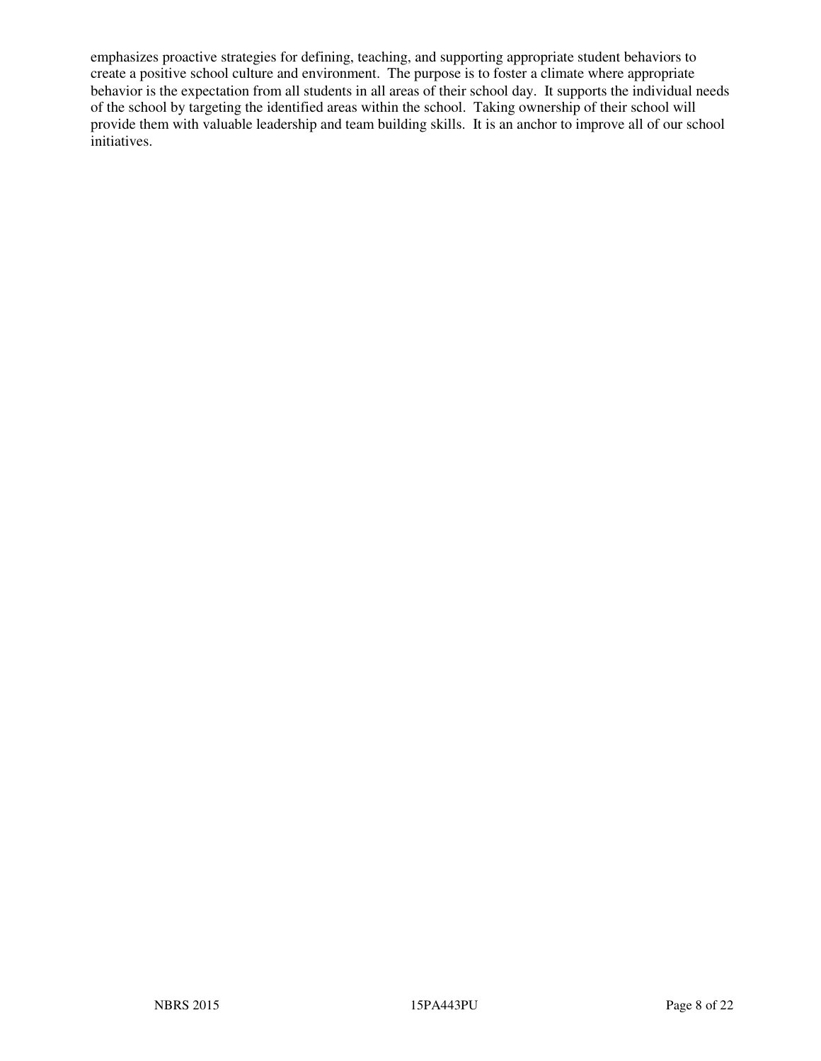emphasizes proactive strategies for defining, teaching, and supporting appropriate student behaviors to create a positive school culture and environment. The purpose is to foster a climate where appropriate behavior is the expectation from all students in all areas of their school day. It supports the individual needs of the school by targeting the identified areas within the school. Taking ownership of their school will provide them with valuable leadership and team building skills. It is an anchor to improve all of our school initiatives.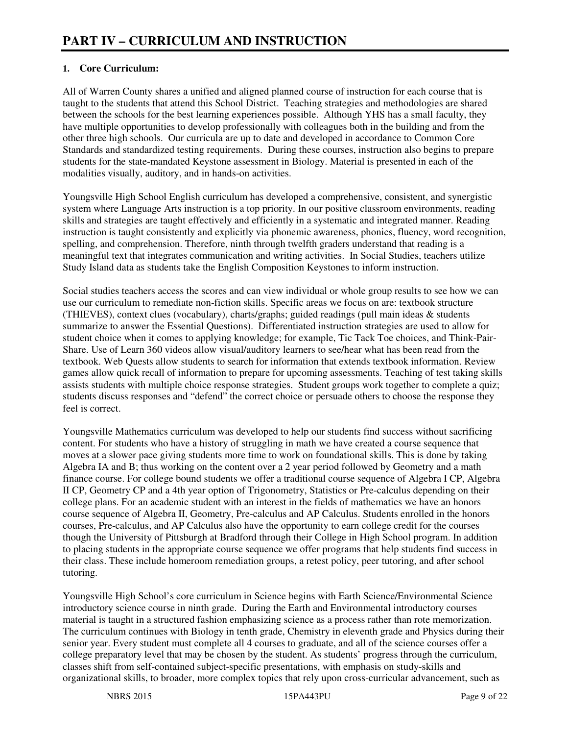# PART IV – CURRICULUM AND INSTRUCTION

**1. Core Curriculum:**

All of Warren County shares a unified and aligned planned course of instruction for each course that is taught to the students that attend this School District. Teaching strategies and methodologies are shared between the schools for the best learning experiences possible. Although YHS has a small faculty, they have multiple opportunities to develop professionally with colleagues both in the building and from the other three high schools. Our curricula are up to date and developed in accordance to Common Core Standards and standardized testing requirements. During these courses, instruction also begins to prepare students for the state-mandated Keystone assessment in Biology. Material is presented in each of the modalities visually, auditory, and in hands-on activities.

Youngsville High School English curriculum has developed a comprehensive, consistent, and synergistic system where Language Arts instruction is a top priority. In our positive classroom environments, reading skills and strategies are taught effectively and efficiently in a systematic and integrated manner. Reading instruction is taught consistently and explicitly via phonemic awareness, phonics, fluency, word recognition, spelling, and comprehension. Therefore, ninth through twelfth graders understand that reading is a meaningful text that integrates communication and writing activities. In Social Studies, teachers utilize Study Island data as students take the English Composition Keystones to inform instruction.

Social studies teachers access the scores and can view individual or whole group results to see how we can use our curriculum to remediate non-fiction skills. Specific areas we focus on are: textbook structure (THIEVES), context clues (vocabulary), charts/graphs; guided readings (pull main ideas & students summarize to answer the Essential Questions). Differentiated instruction strategies are used to allow for student choice when it comes to applying knowledge; for example, Tic Tack Toe choices, and Think-Pair-Share. Use of Learn 360 videos allow visual/auditory learners to see/hear what has been read from the textbook. Web Quests allow students to search for information that extends textbook information. Review games allow quick recall of information to prepare for upcoming assessments. Teaching of test taking skills assists students with multiple choice response strategies. Student groups work together to complete a quiz; students discuss responses and "defend" the correct choice or persuade others to choose the response they feel is correct.

Youngsville Mathematics curriculum was developed to help our students find success without sacrificing content. For students who have a history of struggling in math we have created a course sequence that moves at a slower pace giving students more time to work on foundational skills. This is done by taking Algebra IA and B; thus working on the content over a 2 year period followed by Geometry and a math finance course. For college bound students we offer a traditional course sequence of Algebra I CP, Algebra II CP, Geometry CP and a 4th year option of Trigonometry, Statistics or Pre-calculus depending on their college plans. For an academic student with an interest in the fields of mathematics we have an honors course sequence of Algebra II, Geometry, Pre-calculus and AP Calculus. Students enrolled in the honors courses, Pre-calculus, and AP Calculus also have the opportunity to earn college credit for the courses though the University of Pittsburgh at Bradford through their College in High School program. In addition to placing students in the appropriate course sequence we offer programs that help students find success in their class. These include homeroom remediation groups, a retest policy, peer tutoring, and after school tutoring.

Youngsville High School's core curriculum in Science begins with Earth Science/Environmental Science introductory science course in ninth grade. During the Earth and Environmental introductory courses material is taught in a structured fashion emphasizing science as a process rather than rote memorization. The curriculum continues with Biology in tenth grade, Chemistry in eleventh grade and Physics during their senior year. Every student must complete all 4 courses to graduate, and all of the science courses offer a college preparatory level that may be chosen by the student. As students' progress through the curriculum, classes shift from self-contained subject-specific presentations, with emphasis on study-skills and organizational skills, to broader, more complex topics that rely upon cross-curricular advancement, such as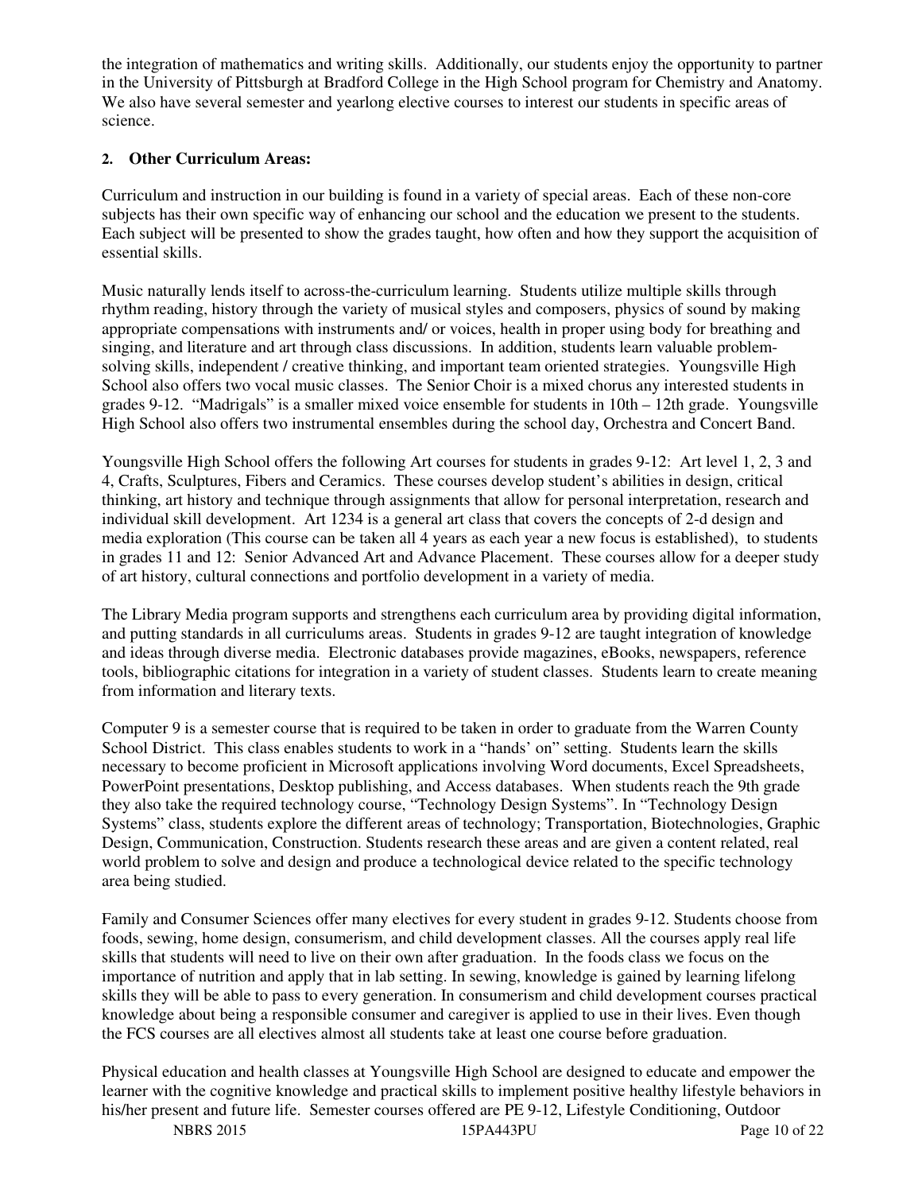the integration of mathematics and writing skills. Additionally, our students enjoy the opportunity to partner in the University of Pittsburgh at Bradford College in the High School program for Chemistry and Anatomy. We also have several semester and yearlong elective courses to interest our students in specific areas of science.

**2. Other Curriculum Areas:**

Curriculum and instruction in our building is found in a variety of special areas. Each of these non-core subjects has their own specific way of enhancing our school and the education we present to the students. Each subject will be presented to show the grades taught, how often and how they support the acquisition of essential skills.

Music naturally lends itself to across-the-curriculum learning. Students utilize multiple skills through rhythm reading, history through the variety of musical styles and composers, physics of sound by making appropriate compensations with instruments and/ or voices, health in proper using body for breathing and singing, and literature and art through class discussions. In addition, students learn valuable problem-solving skills, independent / creative thinking, and important team oriented strategies. Youngsville High School also offers two vocal music classes. The Senior Choir is a mixed chorus any interested students in grades 9-12. "Madrigals" is a smaller mixed voice ensemble for students in 10th – 12th grade. Youngsville High School also offers two instrumental ensembles during the school day, Orchestra and Concert Band.

Youngsville High School offers the following Art courses for students in grades 9-12: Art level 1, 2, 3 and 4, Crafts, Sculptures, Fibers and Ceramics. These courses develop student's abilities in design, critical thinking, art history and technique through assignments that allow for personal interpretation, research and individual skill development. Art 1234 is a general art class that covers the concepts of 2-d design and media exploration (This course can be taken all 4 years as each year a new focus is established), to students in grades 11 and 12: Senior Advanced Art and Advance Placement. These courses allow for a deeper study of art history, cultural connections and portfolio development in a variety of media.

The Library Media program supports and strengthens each curriculum area by providing digital information, and putting standards in all curriculums areas. Students in grades 9-12 are taught integration of knowledge and ideas through diverse media. Electronic databases provide magazines, eBooks, newspapers, reference tools, bibliographic citations for integration in a variety of student classes. Students learn to create meaning from information and literary texts.

Computer 9 is a semester course that is required to be taken in order to graduate from the Warren County School District. This class enables students to work in a "hands' on" setting. Students learn the skills necessary to become proficient in Microsoft applications involving Word documents, Excel Spreadsheets, PowerPoint presentations, Desktop publishing, and Access databases. When students reach the 9th grade they also take the required technology course, "Technology Design Systems". In "Technology Design Systems" class, students explore the different areas of technology; Transportation, Biotechnologies, Graphic Design, Communication, Construction. Students research these areas and are given a content related, real world problem to solve and design and produce a technological device related to the specific technology area being studied.

Family and Consumer Sciences offer many electives for every student in grades 9-12. Students choose from foods, sewing, home design, consumerism, and child development classes. All the courses apply real life skills that students will need to live on their own after graduation. In the foods class we focus on the importance of nutrition and apply that in lab setting. In sewing, knowledge is gained by learning lifelong skills they will be able to pass to every generation. In consumerism and child development courses practical knowledge about being a responsible consumer and caregiver is applied to use in their lives. Even though the FCS courses are all electives almost all students take at least one course before graduation.

Physical education and health classes at Youngsville High School are designed to educate and empower the learner with the cognitive knowledge and practical skills to implement positive healthy lifestyle behaviors in his/her present and future life. Semester courses offered are PE 9-12, Lifestyle Conditioning, Outdoor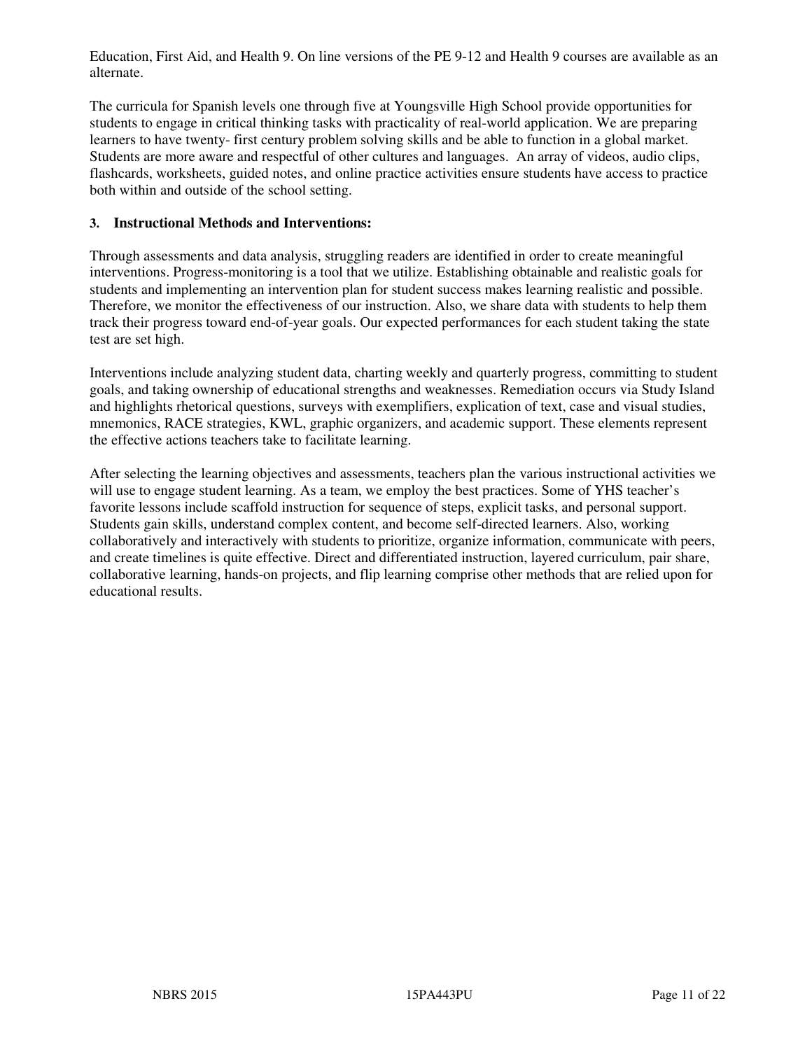Education, First Aid, and Health 9. On line versions of the PE 9-12 and Health 9 courses are available as an alternate.

The curricula for Spanish levels one through five at Youngsville High School provide opportunities for students to engage in critical thinking tasks with practicality of real-world application. We are preparing learners to have twenty- first century problem solving skills and be able to function in a global market. Students are more aware and respectful of other cultures and languages. An array of videos, audio clips, flashcards, worksheets, guided notes, and online practice activities ensure students have access to practice both within and outside of the school setting.

### 3. Instructional Methods and Interventions:

Through assessments and data analysis, struggling readers are identified in order to create meaningful interventions. Progress-monitoring is a tool that we utilize. Establishing obtainable and realistic goals for students and implementing an intervention plan for student success makes learning realistic and possible. Therefore, we monitor the effectiveness of our instruction. Also, we share data with students to help them track their progress toward end-of-year goals. Our expected performances for each student taking the state test are set high.

Interventions include analyzing student data, charting weekly and quarterly progress, committing to student goals, and taking ownership of educational strengths and weaknesses. Remediation occurs via Study Island and highlights rhetorical questions, surveys with exemplifiers, explication of text, case and visual studies, mnemonics, RACE strategies, KWL, graphic organizers, and academic support. These elements represent the effective actions teachers take to facilitate learning.

After selecting the learning objectives and assessments, teachers plan the various instructional activities we will use to engage student learning. As a team, we employ the best practices. Some of YHS teacher's favorite lessons include scaffold instruction for sequence of steps, explicit tasks, and personal support. Students gain skills, understand complex content, and become self-directed learners. Also, working collaboratively and interactively with students to prioritize, organize information, communicate with peers, and create timelines is quite effective. Direct and differentiated instruction, layered curriculum, pair share, collaborative learning, hands-on projects, and flip learning comprise other methods that are relied upon for educational results.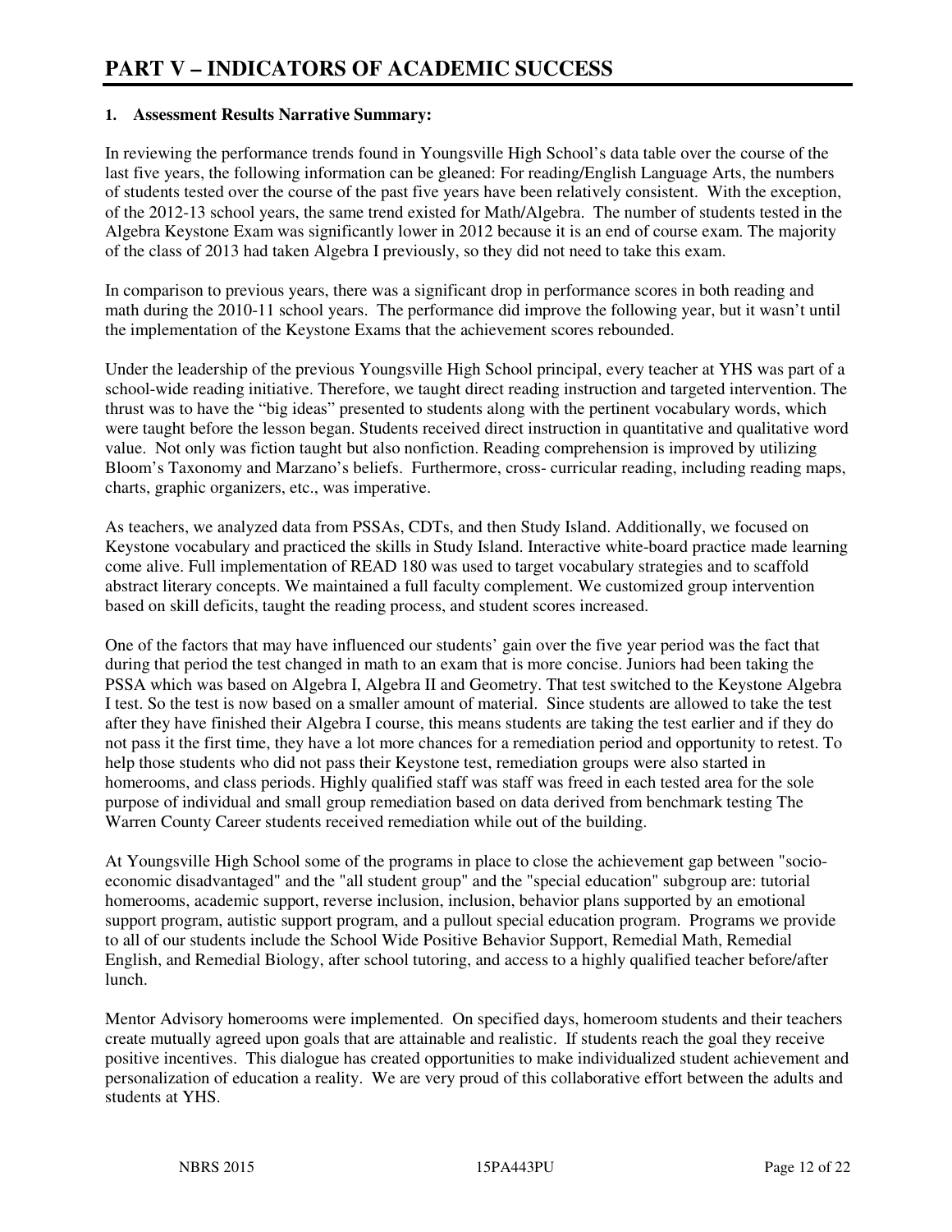# PART V – INDICATORS OF ACADEMIC SUCCESS

**1. Assessment Results Narrative Summary:**

In reviewing the performance trends found in Youngsville High School's data table over the course of the last five years, the following information can be gleaned: For reading/English Language Arts, the numbers of students tested over the course of the past five years have been relatively consistent. With the exception, of the 2012-13 school years, the same trend existed for Math/Algebra. The number of students tested in the Algebra Keystone Exam was significantly lower in 2012 because it is an end of course exam. The majority of the class of 2013 had taken Algebra I previously, so they did not need to take this exam.

In comparison to previous years, there was a significant drop in performance scores in both reading and math during the 2010-11 school years. The performance did improve the following year, but it wasn't until the implementation of the Keystone Exams that the achievement scores rebounded.

Under the leadership of the previous Youngsville High School principal, every teacher at YHS was part of a school-wide reading initiative. Therefore, we taught direct reading instruction and targeted intervention. The thrust was to have the "big ideas" presented to students along with the pertinent vocabulary words, which were taught before the lesson began. Students received direct instruction in quantitative and qualitative word value. Not only was fiction taught but also nonfiction. Reading comprehension is improved by utilizing Bloom's Taxonomy and Marzano's beliefs. Furthermore, cross- curricular reading, including reading maps, charts, graphic organizers, etc., was imperative.

As teachers, we analyzed data from PSSAs, CDTs, and then Study Island. Additionally, we focused on Keystone vocabulary and practiced the skills in Study Island. Interactive white-board practice made learning come alive. Full implementation of READ 180 was used to target vocabulary strategies and to scaffold abstract literary concepts. We maintained a full faculty complement. We customized group intervention based on skill deficits, taught the reading process, and student scores increased.

One of the factors that may have influenced our students' gain over the five year period was the fact that during that period the test changed in math to an exam that is more concise. Juniors had been taking the PSSA which was based on Algebra I, Algebra II and Geometry. That test switched to the Keystone Algebra I test. So the test is now based on a smaller amount of material. Since students are allowed to take the test after they have finished their Algebra I course, this means students are taking the test earlier and if they do not pass it the first time, they have a lot more chances for a remediation period and opportunity to retest. To help those students who did not pass their Keystone test, remediation groups were also started in homerooms, and class periods. Highly qualified staff was staff was freed in each tested area for the sole purpose of individual and small group remediation based on data derived from benchmark testing The Warren County Career students received remediation while out of the building.

At Youngsville High School some of the programs in place to close the achievement gap between "socio-economic disadvantaged" and the "all student group" and the "special education" subgroup are: tutorial homerooms, academic support, reverse inclusion, inclusion, behavior plans supported by an emotional support program, autistic support program, and a pullout special education program. Programs we provide to all of our students include the School Wide Positive Behavior Support, Remedial Math, Remedial English, and Remedial Biology, after school tutoring, and access to a highly qualified teacher before/after lunch.

Mentor Advisory homerooms were implemented. On specified days, homeroom students and their teachers create mutually agreed upon goals that are attainable and realistic. If students reach the goal they receive positive incentives. This dialogue has created opportunities to make individualized student achievement and personalization of education a reality. We are very proud of this collaborative effort between the adults and students at YHS.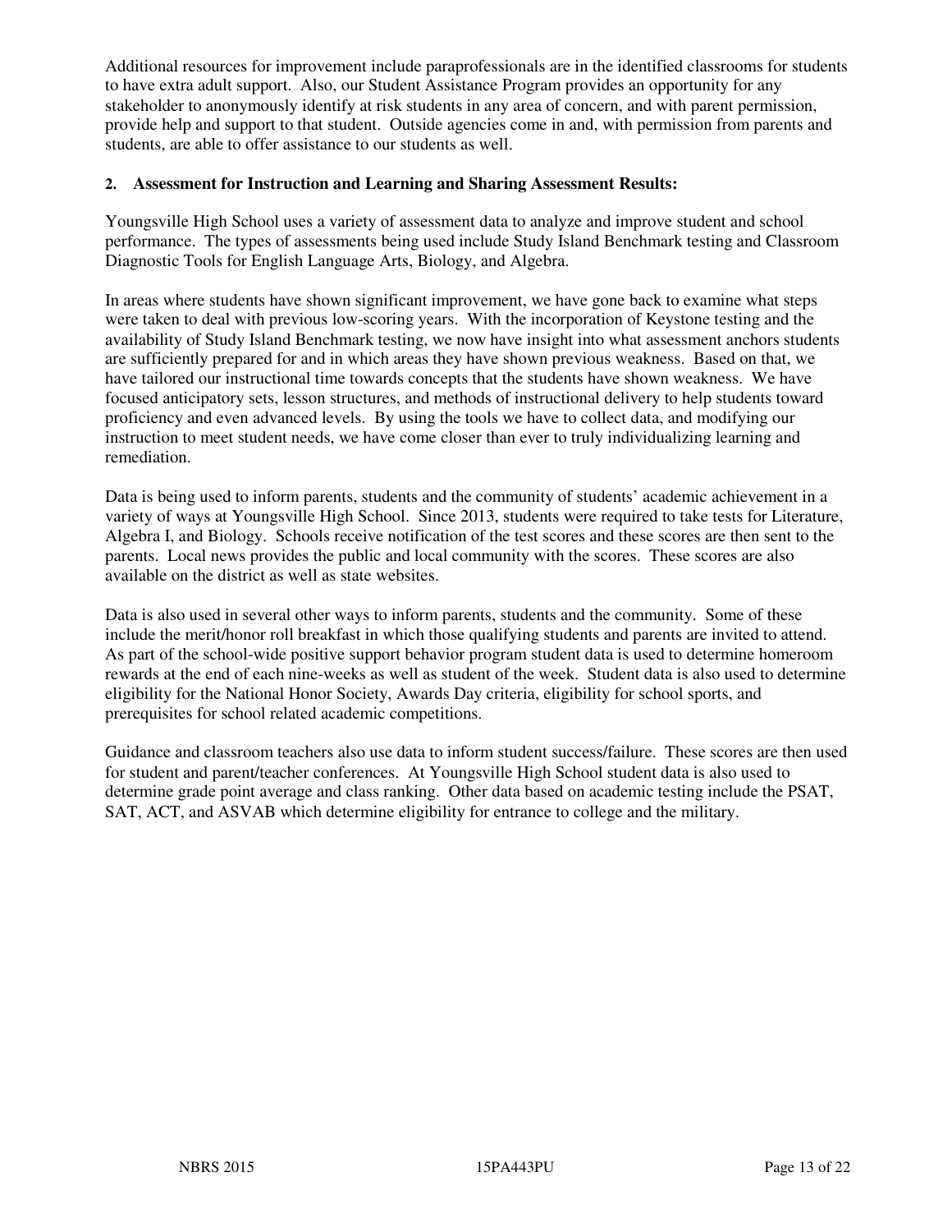Additional resources for improvement include paraprofessionals are in the identified classrooms for students to have extra adult support. Also, our Student Assistance Program provides an opportunity for any stakeholder to anonymously identify at risk students in any area of concern, and with parent permission, provide help and support to that student. Outside agencies come in and, with permission from parents and students, are able to offer assistance to our students as well.

**2. Assessment for Instruction and Learning and Sharing Assessment Results:**

Youngsville High School uses a variety of assessment data to analyze and improve student and school performance. The types of assessments being used include Study Island Benchmark testing and Classroom Diagnostic Tools for English Language Arts, Biology, and Algebra.

In areas where students have shown significant improvement, we have gone back to examine what steps were taken to deal with previous low-scoring years. With the incorporation of Keystone testing and the availability of Study Island Benchmark testing, we now have insight into what assessment anchors students are sufficiently prepared for and in which areas they have shown previous weakness. Based on that, we have tailored our instructional time towards concepts that the students have shown weakness. We have focused anticipatory sets, lesson structures, and methods of instructional delivery to help students toward proficiency and even advanced levels. By using the tools we have to collect data, and modifying our instruction to meet student needs, we have come closer than ever to truly individualizing learning and remediation.

Data is being used to inform parents, students and the community of students' academic achievement in a variety of ways at Youngsville High School. Since 2013, students were required to take tests for Literature, Algebra I, and Biology. Schools receive notification of the test scores and these scores are then sent to the parents. Local news provides the public and local community with the scores. These scores are also available on the district as well as state websites.

Data is also used in several other ways to inform parents, students and the community. Some of these include the merit/honor roll breakfast in which those qualifying students and parents are invited to attend. As part of the school-wide positive support behavior program student data is used to determine homeroom rewards at the end of each nine-weeks as well as student of the week. Student data is also used to determine eligibility for the National Honor Society, Awards Day criteria, eligibility for school sports, and prerequisites for school related academic competitions.

Guidance and classroom teachers also use data to inform student success/failure. These scores are then used for student and parent/teacher conferences. At Youngsville High School student data is also used to determine grade point average and class ranking. Other data based on academic testing include the PSAT, SAT, ACT, and ASVAB which determine eligibility for entrance to college and the military.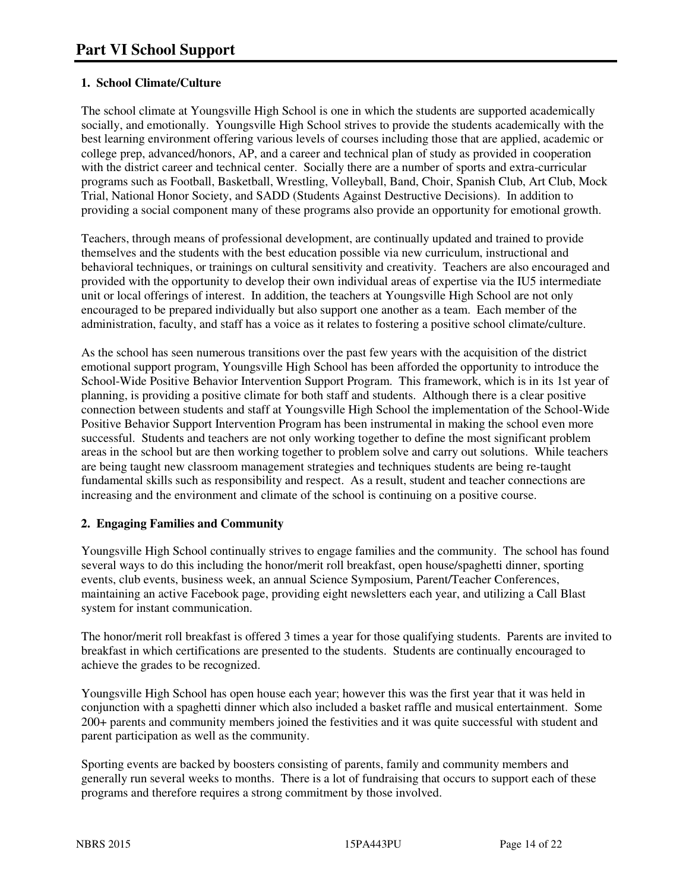# Part VI School Support

**1. School Climate/Culture**

The school climate at Youngsville High School is one in which the students are supported academically socially, and emotionally. Youngsville High School strives to provide the students academically with the best learning environment offering various levels of courses including those that are applied, academic or college prep, advanced/honors, AP, and a career and technical plan of study as provided in cooperation with the district career and technical center. Socially there are a number of sports and extra-curricular programs such as Football, Basketball, Wrestling, Volleyball, Band, Choir, Spanish Club, Art Club, Mock Trial, National Honor Society, and SADD (Students Against Destructive Decisions). In addition to providing a social component many of these programs also provide an opportunity for emotional growth.

Teachers, through means of professional development, are continually updated and trained to provide themselves and the students with the best education possible via new curriculum, instructional and behavioral techniques, or trainings on cultural sensitivity and creativity. Teachers are also encouraged and provided with the opportunity to develop their own individual areas of expertise via the IU5 intermediate unit or local offerings of interest. In addition, the teachers at Youngsville High School are not only encouraged to be prepared individually but also support one another as a team. Each member of the administration, faculty, and staff has a voice as it relates to fostering a positive school climate/culture.

As the school has seen numerous transitions over the past few years with the acquisition of the district emotional support program, Youngsville High School has been afforded the opportunity to introduce the School-Wide Positive Behavior Intervention Support Program. This framework, which is in its 1st year of planning, is providing a positive climate for both staff and students. Although there is a clear positive connection between students and staff at Youngsville High School the implementation of the School-Wide Positive Behavior Support Intervention Program has been instrumental in making the school even more successful. Students and teachers are not only working together to define the most significant problem areas in the school but are then working together to problem solve and carry out solutions. While teachers are being taught new classroom management strategies and techniques students are being re-taught fundamental skills such as responsibility and respect. As a result, student and teacher connections are increasing and the environment and climate of the school is continuing on a positive course.

**2. Engaging Families and Community**

Youngsville High School continually strives to engage families and the community. The school has found several ways to do this including the honor/merit roll breakfast, open house/spaghetti dinner, sporting events, club events, business week, an annual Science Symposium, Parent/Teacher Conferences, maintaining an active Facebook page, providing eight newsletters each year, and utilizing a Call Blast system for instant communication.

The honor/merit roll breakfast is offered 3 times a year for those qualifying students. Parents are invited to breakfast in which certifications are presented to the students. Students are continually encouraged to achieve the grades to be recognized.

Youngsville High School has open house each year; however this was the first year that it was held in conjunction with a spaghetti dinner which also included a basket raffle and musical entertainment. Some 200+ parents and community members joined the festivities and it was quite successful with student and parent participation as well as the community.

Sporting events are backed by boosters consisting of parents, family and community members and generally run several weeks to months. There is a lot of fundraising that occurs to support each of these programs and therefore requires a strong commitment by those involved.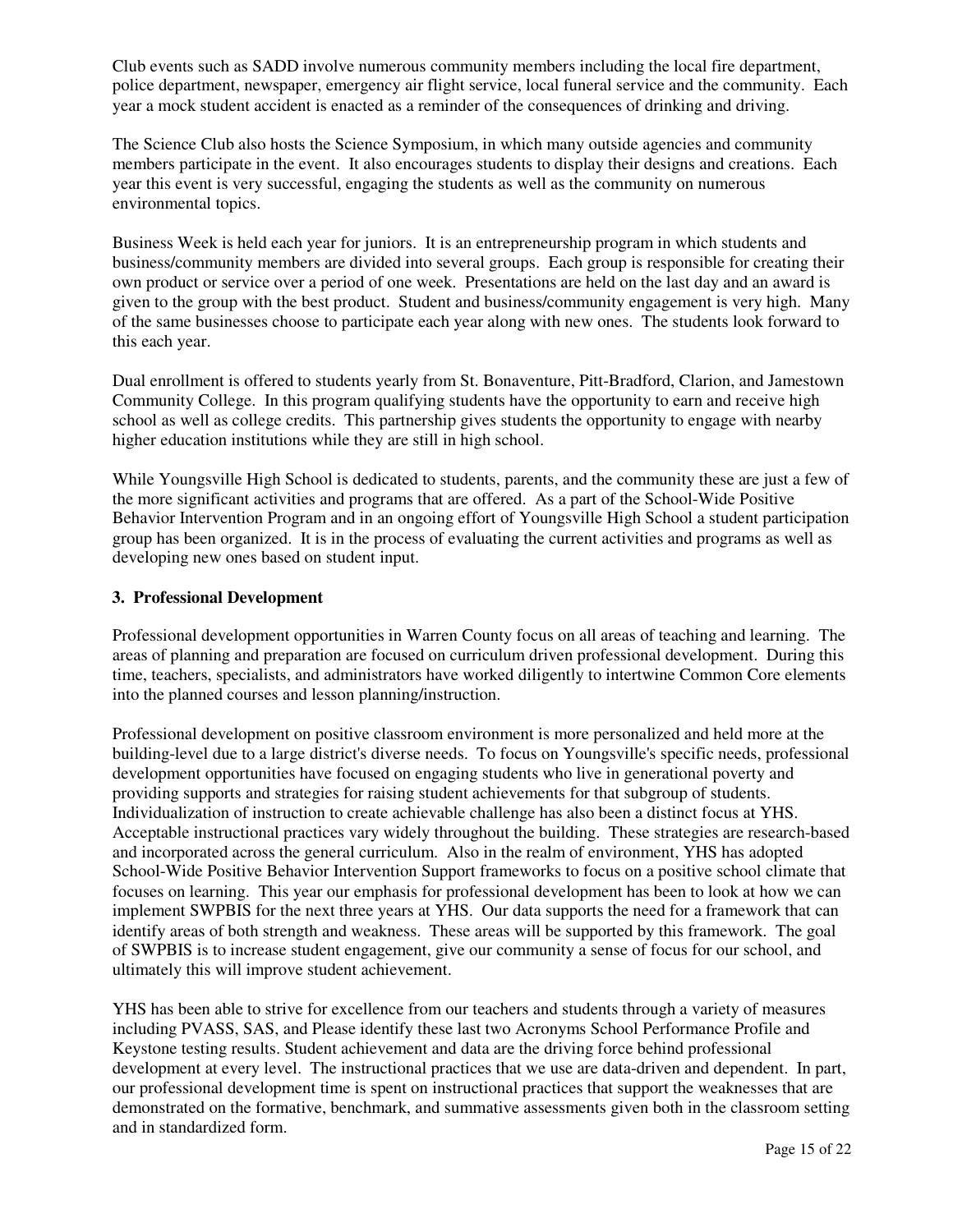Club events such as SADD involve numerous community members including the local fire department, police department, newspaper, emergency air flight service, local funeral service and the community. Each year a mock student accident is enacted as a reminder of the consequences of drinking and driving.

The Science Club also hosts the Science Symposium, in which many outside agencies and community members participate in the event. It also encourages students to display their designs and creations. Each year this event is very successful, engaging the students as well as the community on numerous environmental topics.

Business Week is held each year for juniors. It is an entrepreneurship program in which students and business/community members are divided into several groups. Each group is responsible for creating their own product or service over a period of one week. Presentations are held on the last day and an award is given to the group with the best product. Student and business/community engagement is very high. Many of the same businesses choose to participate each year along with new ones. The students look forward to this each year.

Dual enrollment is offered to students yearly from St. Bonaventure, Pitt-Bradford, Clarion, and Jamestown Community College. In this program qualifying students have the opportunity to earn and receive high school as well as college credits. This partnership gives students the opportunity to engage with nearby higher education institutions while they are still in high school.

While Youngsville High School is dedicated to students, parents, and the community these are just a few of the more significant activities and programs that are offered. As a part of the School-Wide Positive Behavior Intervention Program and in an ongoing effort of Youngsville High School a student participation group has been organized. It is in the process of evaluating the current activities and programs as well as developing new ones based on student input.

### 3. Professional Development

Professional development opportunities in Warren County focus on all areas of teaching and learning. The areas of planning and preparation are focused on curriculum driven professional development. During this time, teachers, specialists, and administrators have worked diligently to intertwine Common Core elements into the planned courses and lesson planning/instruction.

Professional development on positive classroom environment is more personalized and held more at the building-level due to a large district's diverse needs. To focus on Youngsville's specific needs, professional development opportunities have focused on engaging students who live in generational poverty and providing supports and strategies for raising student achievements for that subgroup of students. Individualization of instruction to create achievable challenge has also been a distinct focus at YHS. Acceptable instructional practices vary widely throughout the building. These strategies are research-based and incorporated across the general curriculum. Also in the realm of environment, YHS has adopted School-Wide Positive Behavior Intervention Support frameworks to focus on a positive school climate that focuses on learning. This year our emphasis for professional development has been to look at how we can implement SWPBIS for the next three years at YHS. Our data supports the need for a framework that can identify areas of both strength and weakness. These areas will be supported by this framework. The goal of SWPBIS is to increase student engagement, give our community a sense of focus for our school, and ultimately this will improve student achievement.

YHS has been able to strive for excellence from our teachers and students through a variety of measures including PVASS, SAS, and Please identify these last two Acronyms School Performance Profile and Keystone testing results. Student achievement and data are the driving force behind professional development at every level. The instructional practices that we use are data-driven and dependent. In part, our professional development time is spent on instructional practices that support the weaknesses that are demonstrated on the formative, benchmark, and summative assessments given both in the classroom setting and in standardized form.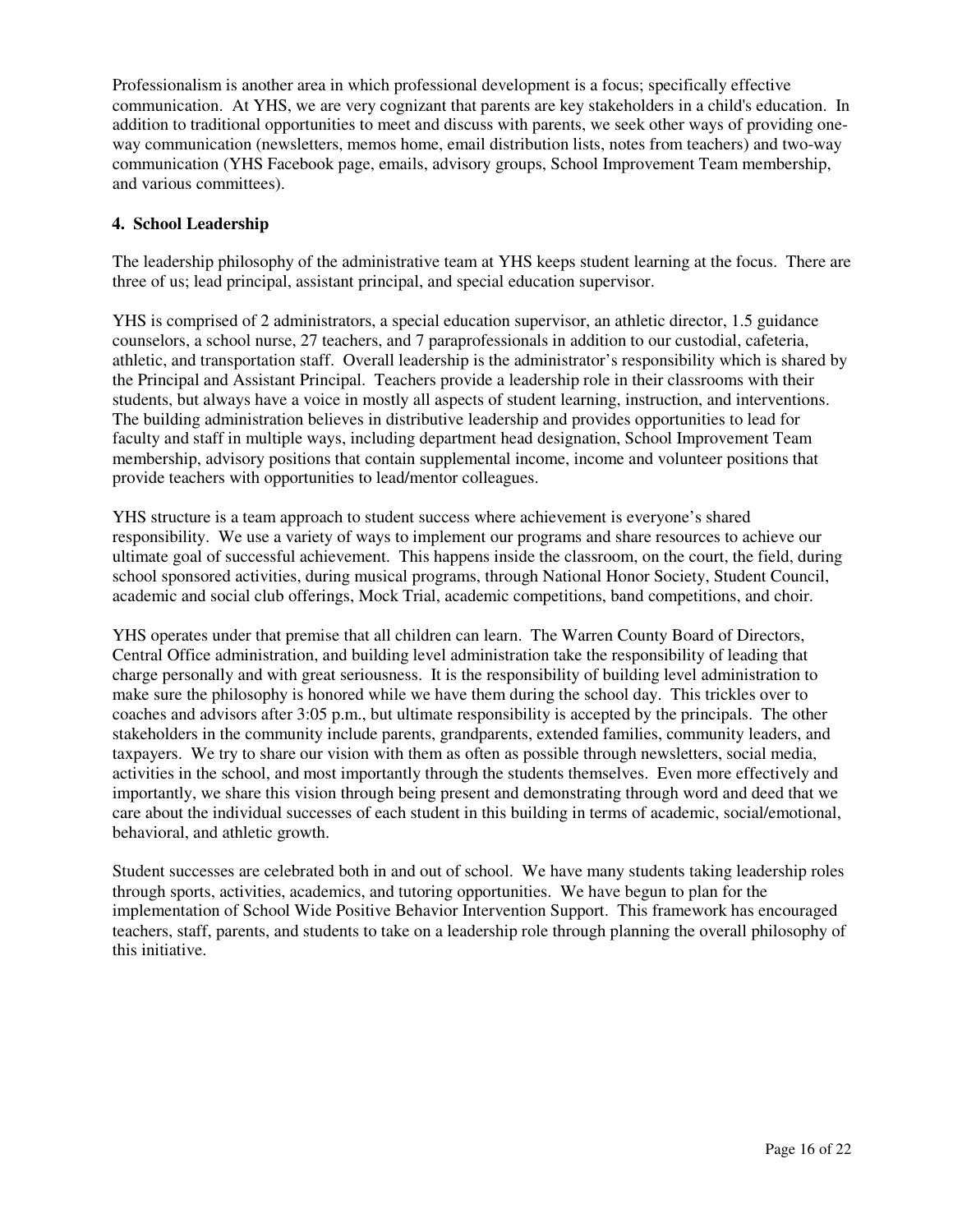Professionalism is another area in which professional development is a focus; specifically effective communication. At YHS, we are very cognizant that parents are key stakeholders in a child's education. In addition to traditional opportunities to meet and discuss with parents, we seek other ways of providing one-way communication (newsletters, memos home, email distribution lists, notes from teachers) and two-way communication (YHS Facebook page, emails, advisory groups, School Improvement Team membership, and various committees).

### 4. School Leadership

The leadership philosophy of the administrative team at YHS keeps student learning at the focus. There are three of us; lead principal, assistant principal, and special education supervisor.

YHS is comprised of 2 administrators, a special education supervisor, an athletic director, 1.5 guidance counselors, a school nurse, 27 teachers, and 7 paraprofessionals in addition to our custodial, cafeteria, athletic, and transportation staff. Overall leadership is the administrator's responsibility which is shared by the Principal and Assistant Principal. Teachers provide a leadership role in their classrooms with their students, but always have a voice in mostly all aspects of student learning, instruction, and interventions. The building administration believes in distributive leadership and provides opportunities to lead for faculty and staff in multiple ways, including department head designation, School Improvement Team membership, advisory positions that contain supplemental income, income and volunteer positions that provide teachers with opportunities to lead/mentor colleagues.

YHS structure is a team approach to student success where achievement is everyone's shared responsibility. We use a variety of ways to implement our programs and share resources to achieve our ultimate goal of successful achievement. This happens inside the classroom, on the court, the field, during school sponsored activities, during musical programs, through National Honor Society, Student Council, academic and social club offerings, Mock Trial, academic competitions, band competitions, and choir.

YHS operates under that premise that all children can learn. The Warren County Board of Directors, Central Office administration, and building level administration take the responsibility of leading that charge personally and with great seriousness. It is the responsibility of building level administration to make sure the philosophy is honored while we have them during the school day. This trickles over to coaches and advisors after 3:05 p.m., but ultimate responsibility is accepted by the principals. The other stakeholders in the community include parents, grandparents, extended families, community leaders, and taxpayers. We try to share our vision with them as often as possible through newsletters, social media, activities in the school, and most importantly through the students themselves. Even more effectively and importantly, we share this vision through being present and demonstrating through word and deed that we care about the individual successes of each student in this building in terms of academic, social/emotional, behavioral, and athletic growth.

Student successes are celebrated both in and out of school. We have many students taking leadership roles through sports, activities, academics, and tutoring opportunities. We have begun to plan for the implementation of School Wide Positive Behavior Intervention Support. This framework has encouraged teachers, staff, parents, and students to take on a leadership role through planning the overall philosophy of this initiative.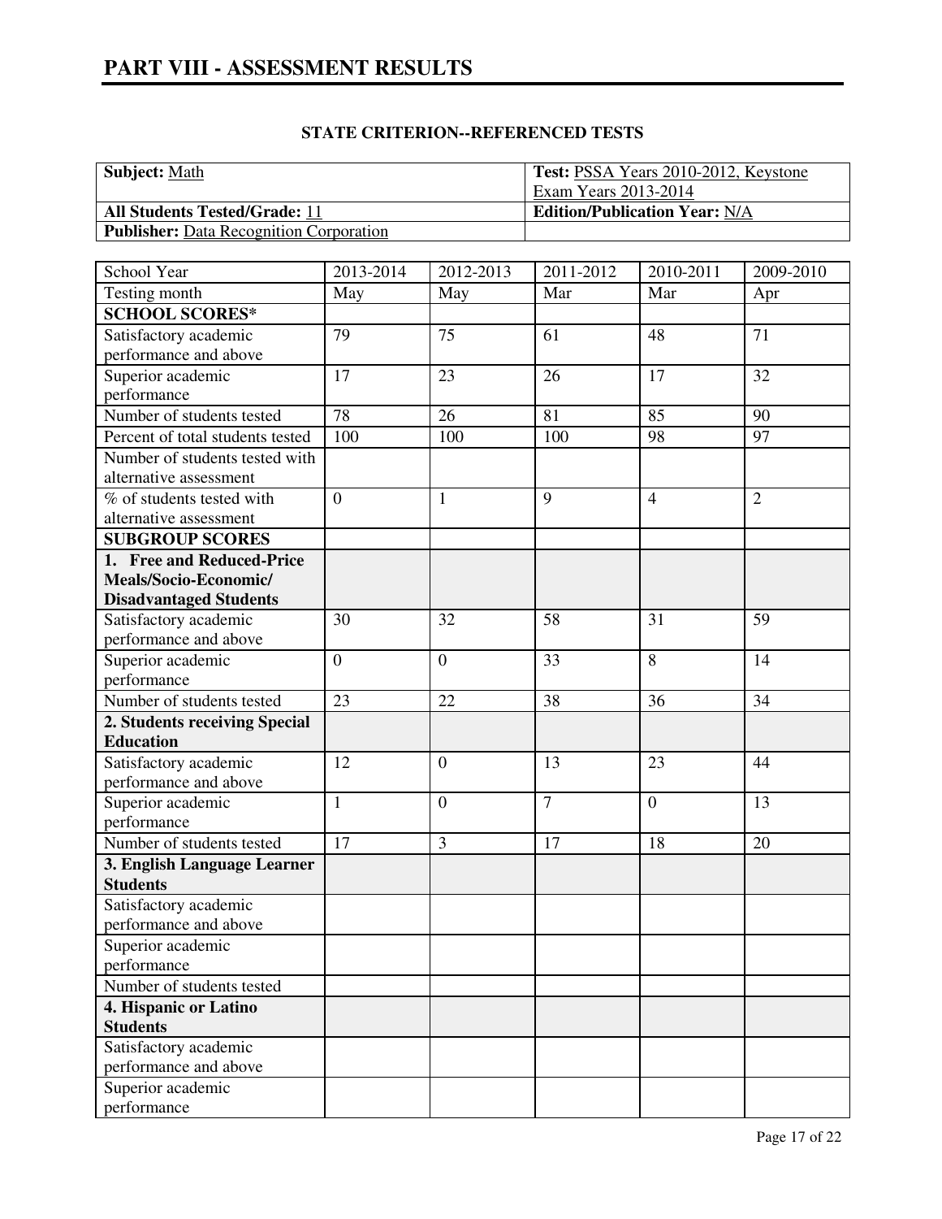# PART VIII - ASSESSMENT RESULTS

**STATE CRITERION--REFERENCED TESTS**

| **Subject:** Math | **Test:** PSSA Years 2010-2012, Keystone Exam Years 2013-2014 |
|---|---|
| **All Students Tested/Grade:** 11 | **Edition/Publication Year:** N/A |
| **Publisher:** Data Recognition Corporation | |

| School Year | 2013-2014 | 2012-2013 | 2011-2012 | 2010-2011 | 2009-2010 |
|---|---|---|---|---|---|
| Testing month | May | May | Mar | Mar | Apr |
| **SCHOOL SCORES*** | | | | | |
| Satisfactory academic performance and above | 79 | 75 | 61 | 48 | 71 |
| Superior academic performance | 17 | 23 | 26 | 17 | 32 |
| Number of students tested | 78 | 26 | 81 | 85 | 90 |
| Percent of total students tested | 100 | 100 | 100 | 98 | 97 |
| Number of students tested with alternative assessment | | | | | |
| % of students tested with alternative assessment | 0 | 1 | 9 | 4 | 2 |
| **SUBGROUP SCORES** | | | | | |
| **1. Free and Reduced-Price Meals/Socio-Economic/ Disadvantaged Students** | | | | | |
| Satisfactory academic performance and above | 30 | 32 | 58 | 31 | 59 |
| Superior academic performance | 0 | 0 | 33 | 8 | 14 |
| Number of students tested | 23 | 22 | 38 | 36 | 34 |
| **2. Students receiving Special Education** | | | | | |
| Satisfactory academic performance and above | 12 | 0 | 13 | 23 | 44 |
| Superior academic performance | 1 | 0 | 7 | 0 | 13 |
| Number of students tested | 17 | 3 | 17 | 18 | 20 |
| **3. English Language Learner Students** | | | | | |
| Satisfactory academic performance and above | | | | | |
| Superior academic performance | | | | | |
| Number of students tested | | | | | |
| **4. Hispanic or Latino Students** | | | | | |
| Satisfactory academic performance and above | | | | | |
| Superior academic performance | | | | | |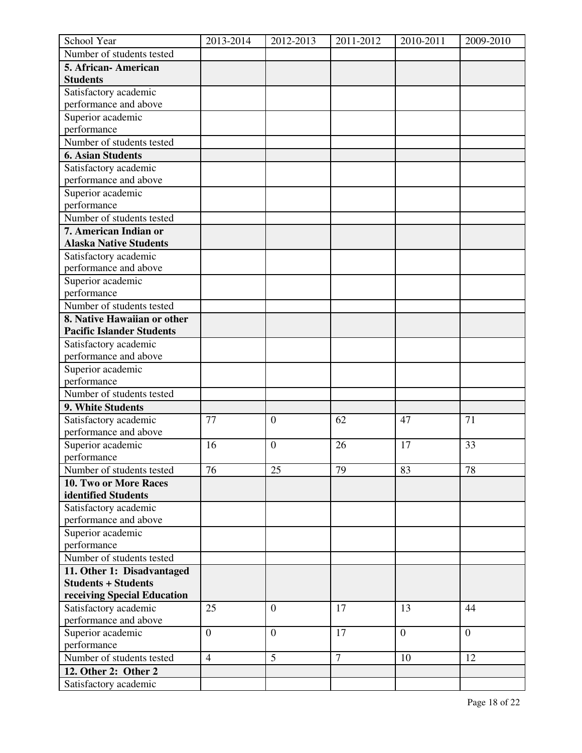| School Year | 2013-2014 | 2012-2013 | 2011-2012 | 2010-2011 | 2009-2010 |
| --- | --- | --- | --- | --- | --- |
| Number of students tested | | | | | |
| **5. African- American Students** | | | | | |
| Satisfactory academic performance and above | | | | | |
| Superior academic performance | | | | | |
| Number of students tested | | | | | |
| **6. Asian Students** | | | | | |
| Satisfactory academic performance and above | | | | | |
| Superior academic performance | | | | | |
| Number of students tested | | | | | |
| **7. American Indian or Alaska Native Students** | | | | | |
| Satisfactory academic performance and above | | | | | |
| Superior academic performance | | | | | |
| Number of students tested | | | | | |
| **8. Native Hawaiian or other Pacific Islander Students** | | | | | |
| Satisfactory academic performance and above | | | | | |
| Superior academic performance | | | | | |
| Number of students tested | | | | | |
| **9. White Students** | | | | | |
| Satisfactory academic performance and above | 77 | 0 | 62 | 47 | 71 |
| Superior academic performance | 16 | 0 | 26 | 17 | 33 |
| Number of students tested | 76 | 25 | 79 | 83 | 78 |
| **10. Two or More Races identified Students** | | | | | |
| Satisfactory academic performance and above | | | | | |
| Superior academic performance | | | | | |
| Number of students tested | | | | | |
| **11. Other 1: Disadvantaged Students + Students receiving Special Education** | | | | | |
| Satisfactory academic performance and above | 25 | 0 | 17 | 13 | 44 |
| Superior academic performance | 0 | 0 | 17 | 0 | 0 |
| Number of students tested | 4 | 5 | 7 | 10 | 12 |
| **12. Other 2: Other 2** | | | | | |
| Satisfactory academic | | | | | |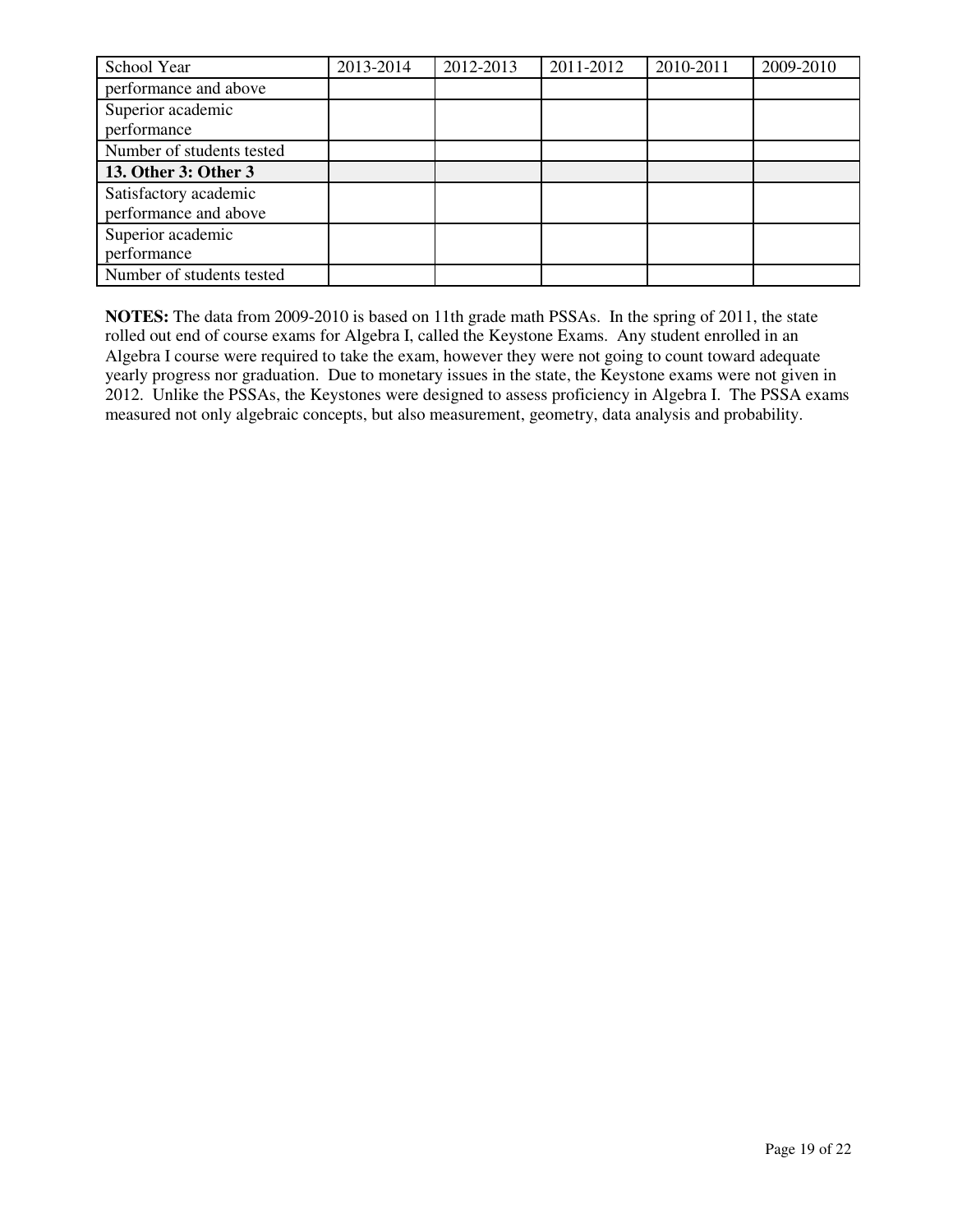| School Year | 2013-2014 | 2012-2013 | 2011-2012 | 2010-2011 | 2009-2010 |
|---|---|---|---|---|---|
| performance and above | | | | | |
| Superior academic performance | | | | | |
| Number of students tested | | | | | |
| **13. Other 3: Other 3** | | | | | |
| Satisfactory academic performance and above | | | | | |
| Superior academic performance | | | | | |
| Number of students tested | | | | | |

**NOTES:** The data from 2009-2010 is based on 11th grade math PSSAs. In the spring of 2011, the state rolled out end of course exams for Algebra I, called the Keystone Exams. Any student enrolled in an Algebra I course were required to take the exam, however they were not going to count toward adequate yearly progress nor graduation. Due to monetary issues in the state, the Keystone exams were not given in 2012. Unlike the PSSAs, the Keystones were designed to assess proficiency in Algebra I. The PSSA exams measured not only algebraic concepts, but also measurement, geometry, data analysis and probability.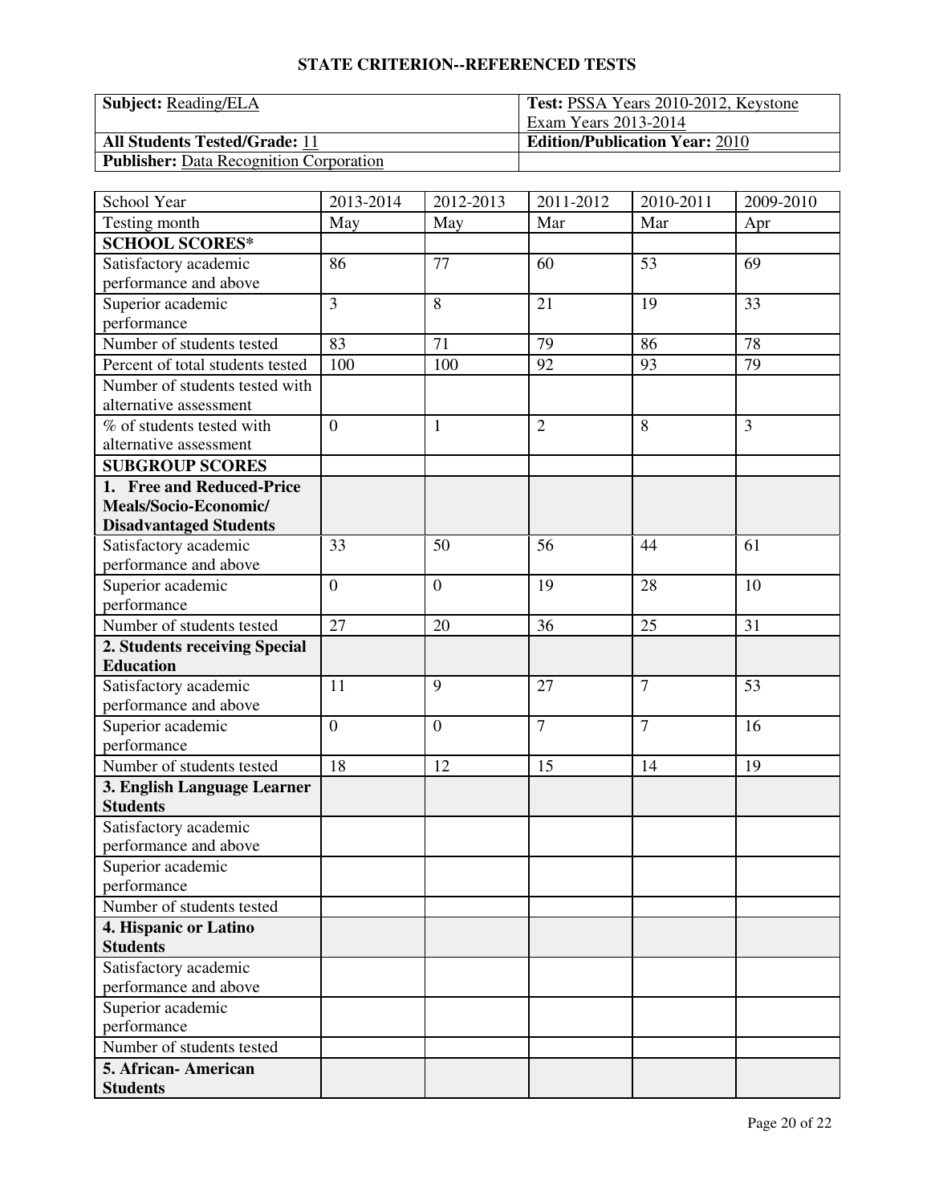## STATE CRITERION--REFERENCED TESTS

| **Subject:** Reading/ELA | **Test:** PSSA Years 2010-2012, Keystone Exam Years 2013-2014 |
|---|---|
| **All Students Tested/Grade:** 11 | **Edition/Publication Year:** 2010 |
| **Publisher:** Data Recognition Corporation | |

| School Year | 2013-2014 | 2012-2013 | 2011-2012 | 2010-2011 | 2009-2010 |
|---|---|---|---|---|---|
| Testing month | May | May | Mar | Mar | Apr |
| **SCHOOL SCORES*** | | | | | |
| Satisfactory academic performance and above | 86 | 77 | 60 | 53 | 69 |
| Superior academic performance | 3 | 8 | 21 | 19 | 33 |
| Number of students tested | 83 | 71 | 79 | 86 | 78 |
| Percent of total students tested | 100 | 100 | 92 | 93 | 79 |
| Number of students tested with alternative assessment | | | | | |
| % of students tested with alternative assessment | 0 | 1 | 2 | 8 | 3 |
| **SUBGROUP SCORES** | | | | | |
| **1. Free and Reduced-Price Meals/Socio-Economic/ Disadvantaged Students** | | | | | |
| Satisfactory academic performance and above | 33 | 50 | 56 | 44 | 61 |
| Superior academic performance | 0 | 0 | 19 | 28 | 10 |
| Number of students tested | 27 | 20 | 36 | 25 | 31 |
| **2. Students receiving Special Education** | | | | | |
| Satisfactory academic performance and above | 11 | 9 | 27 | 7 | 53 |
| Superior academic performance | 0 | 0 | 7 | 7 | 16 |
| Number of students tested | 18 | 12 | 15 | 14 | 19 |
| **3. English Language Learner Students** | | | | | |
| Satisfactory academic performance and above | | | | | |
| Superior academic performance | | | | | |
| Number of students tested | | | | | |
| **4. Hispanic or Latino Students** | | | | | |
| Satisfactory academic performance and above | | | | | |
| Superior academic performance | | | | | |
| Number of students tested | | | | | |
| **5. African- American Students** | | | | | |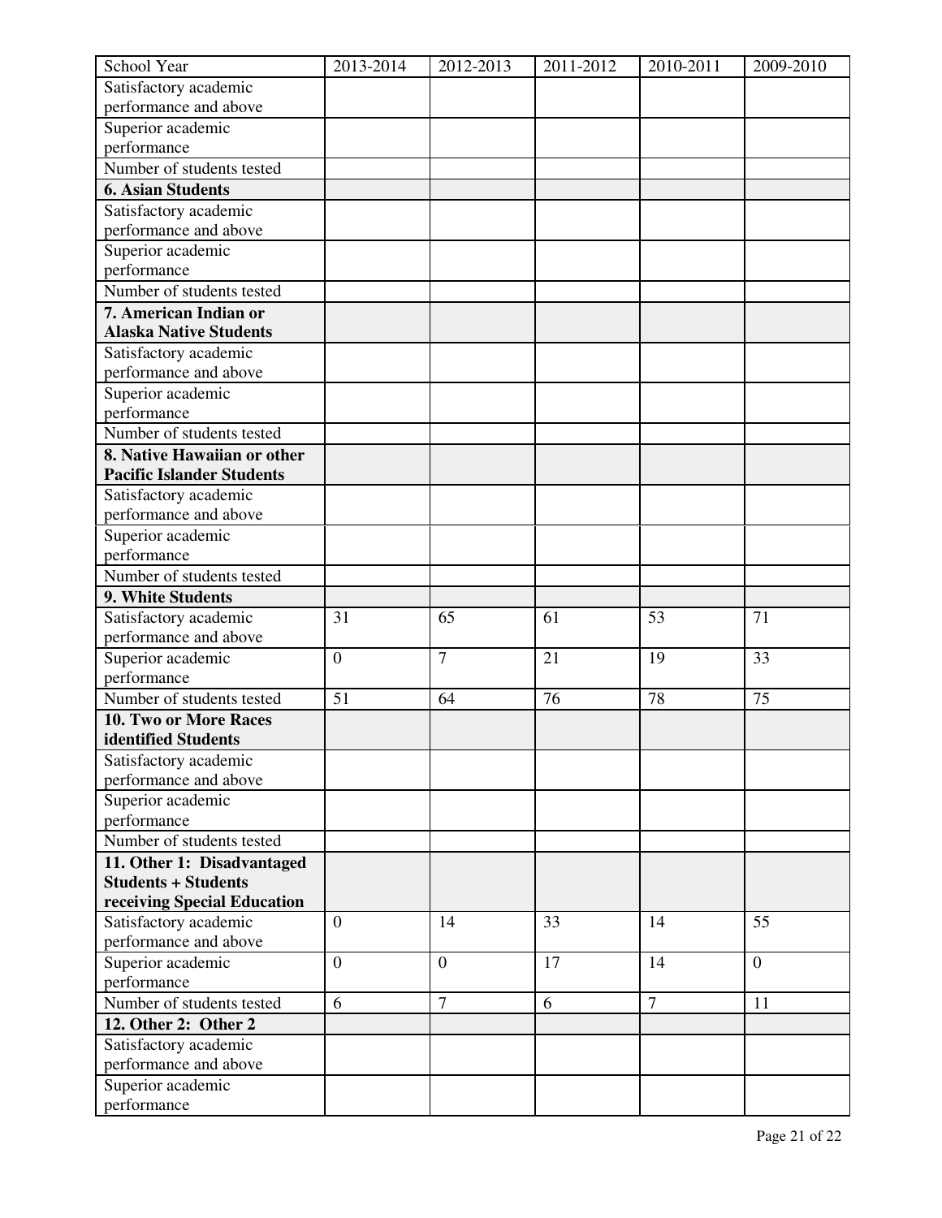| School Year | 2013-2014 | 2012-2013 | 2011-2012 | 2010-2011 | 2009-2010 |
| --- | --- | --- | --- | --- | --- |
| Satisfactory academic performance and above | | | | | |
| Superior academic performance | | | | | |
| Number of students tested | | | | | |
| **6. Asian Students** | | | | | |
| Satisfactory academic performance and above | | | | | |
| Superior academic performance | | | | | |
| Number of students tested | | | | | |
| **7. American Indian or Alaska Native Students** | | | | | |
| Satisfactory academic performance and above | | | | | |
| Superior academic performance | | | | | |
| Number of students tested | | | | | |
| **8. Native Hawaiian or other Pacific Islander Students** | | | | | |
| Satisfactory academic performance and above | | | | | |
| Superior academic performance | | | | | |
| Number of students tested | | | | | |
| **9. White Students** | | | | | |
| Satisfactory academic performance and above | 31 | 65 | 61 | 53 | 71 |
| Superior academic performance | 0 | 7 | 21 | 19 | 33 |
| Number of students tested | 51 | 64 | 76 | 78 | 75 |
| **10. Two or More Races identified Students** | | | | | |
| Satisfactory academic performance and above | | | | | |
| Superior academic performance | | | | | |
| Number of students tested | | | | | |
| **11. Other 1: Disadvantaged Students + Students receiving Special Education** | | | | | |
| Satisfactory academic performance and above | 0 | 14 | 33 | 14 | 55 |
| Superior academic performance | 0 | 0 | 17 | 14 | 0 |
| Number of students tested | 6 | 7 | 6 | 7 | 11 |
| **12. Other 2: Other 2** | | | | | |
| Satisfactory academic performance and above | | | | | |
| Superior academic performance | | | | | |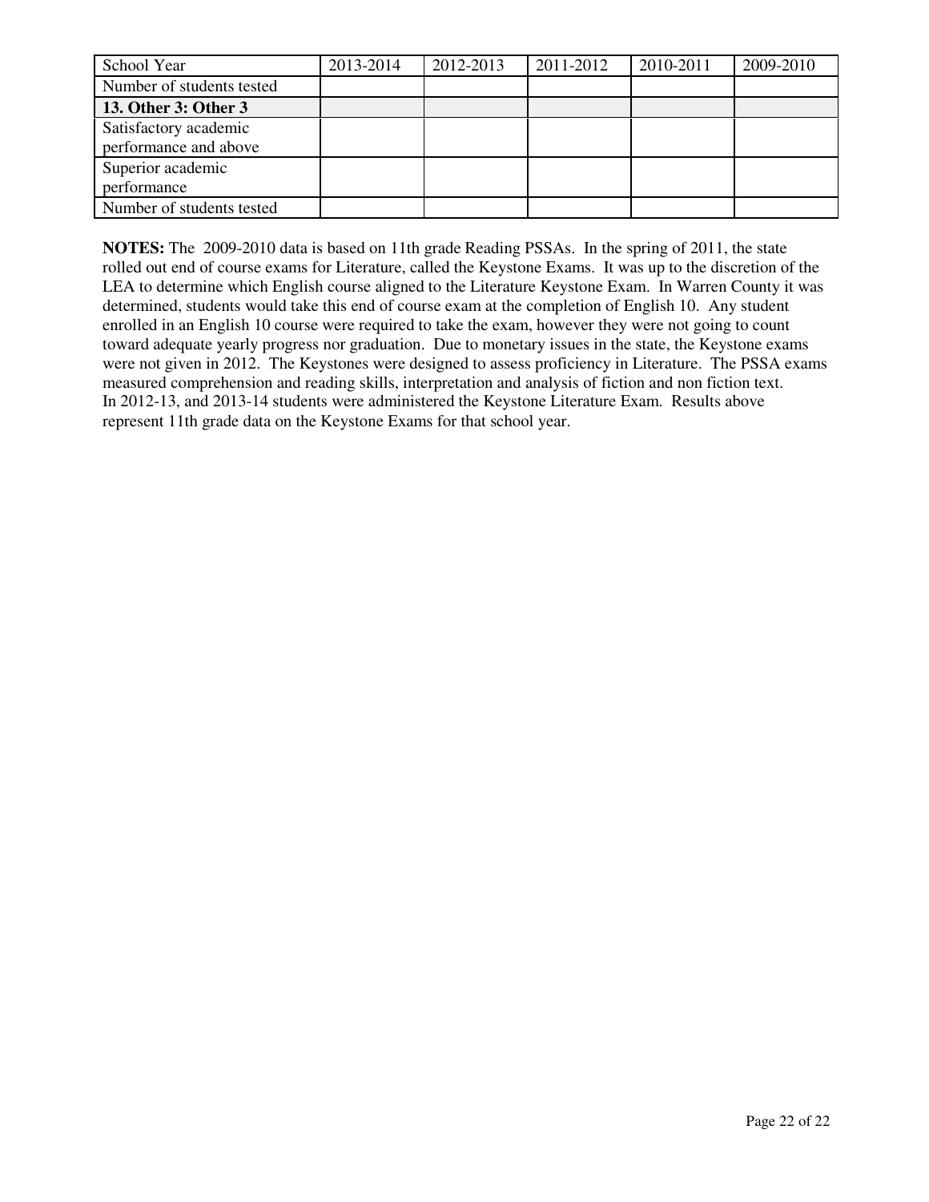| School Year | 2013-2014 | 2012-2013 | 2011-2012 | 2010-2011 | 2009-2010 |
|---|---|---|---|---|---|
| Number of students tested | | | | | |
| **13. Other 3: Other 3** | | | | | |
| Satisfactory academic performance and above | | | | | |
| Superior academic performance | | | | | |
| Number of students tested | | | | | |

**NOTES:** The 2009-2010 data is based on 11th grade Reading PSSAs. In the spring of 2011, the state rolled out end of course exams for Literature, called the Keystone Exams. It was up to the discretion of the LEA to determine which English course aligned to the Literature Keystone Exam. In Warren County it was determined, students would take this end of course exam at the completion of English 10. Any student enrolled in an English 10 course were required to take the exam, however they were not going to count toward adequate yearly progress nor graduation. Due to monetary issues in the state, the Keystone exams were not given in 2012. The Keystones were designed to assess proficiency in Literature. The PSSA exams measured comprehension and reading skills, interpretation and analysis of fiction and non fiction text.
In 2012-13, and 2013-14 students were administered the Keystone Literature Exam. Results above represent 11th grade data on the Keystone Exams for that school year.